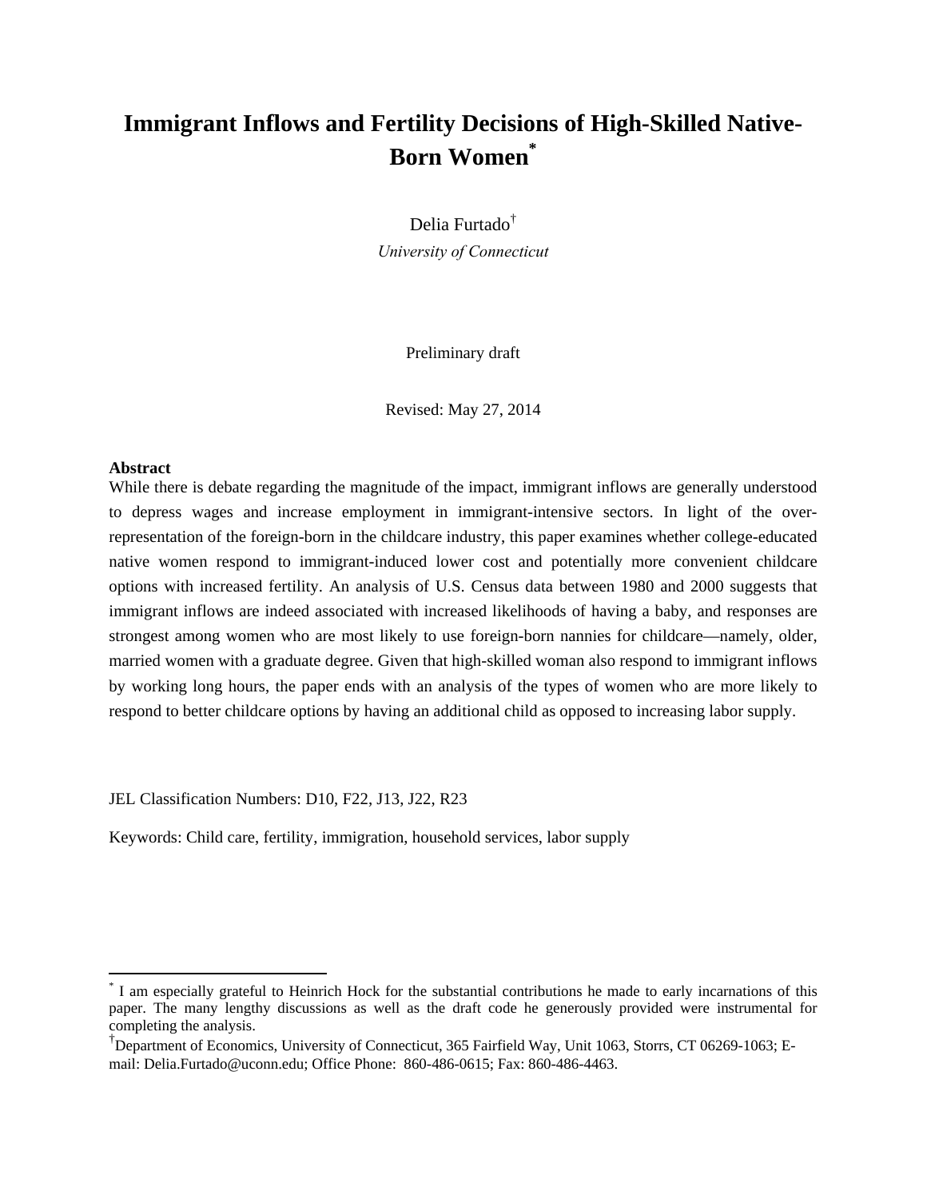# Immigrant Inflows and Fertility Decisions of High-Skilled Native-Born Women[*]

Delia Furtado[†]

*University of Connecticut*

Preliminary draft

Revised: May 27, 2014

**Abstract**

While there is debate regarding the magnitude of the impact, immigrant inflows are generally understood to depress wages and increase employment in immigrant-intensive sectors. In light of the over-representation of the foreign-born in the childcare industry, this paper examines whether college-educated native women respond to immigrant-induced lower cost and potentially more convenient childcare options with increased fertility. An analysis of U.S. Census data between 1980 and 2000 suggests that immigrant inflows are indeed associated with increased likelihoods of having a baby, and responses are strongest among women who are most likely to use foreign-born nannies for childcare—namely, older, married women with a graduate degree. Given that high-skilled woman also respond to immigrant inflows by working long hours, the paper ends with an analysis of the types of women who are more likely to respond to better childcare options by having an additional child as opposed to increasing labor supply.

JEL Classification Numbers: D10, F22, J13, J22, R23

Keywords: Child care, fertility, immigration, household services, labor supply

---

[*] I am especially grateful to Heinrich Hock for the substantial contributions he made to early incarnations of this paper. The many lengthy discussions as well as the draft code he generously provided were instrumental for completing the analysis.

[†] Department of Economics, University of Connecticut, 365 Fairfield Way, Unit 1063, Storrs, CT 06269-1063; E-mail: Delia.Furtado@uconn.edu; Office Phone: 860-486-0615; Fax: 860-486-4463.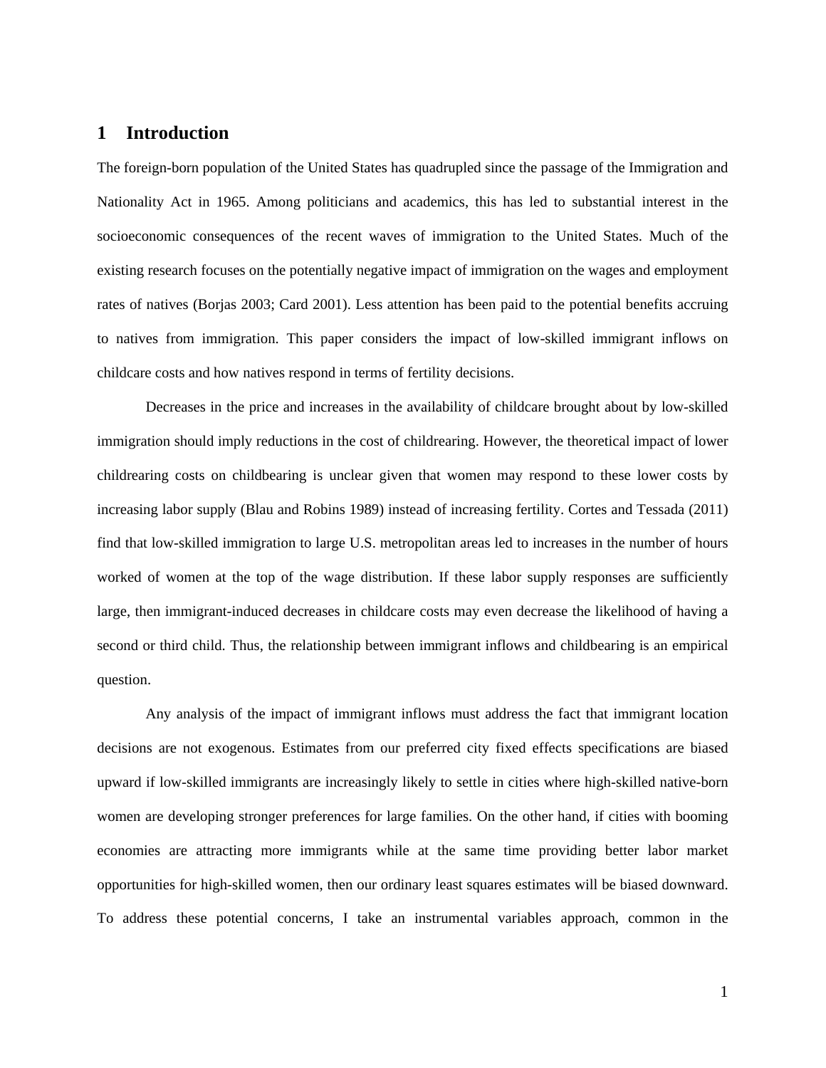# 1 Introduction

The foreign-born population of the United States has quadrupled since the passage of the Immigration and Nationality Act in 1965. Among politicians and academics, this has led to substantial interest in the socioeconomic consequences of the recent waves of immigration to the United States. Much of the existing research focuses on the potentially negative impact of immigration on the wages and employment rates of natives (Borjas 2003; Card 2001). Less attention has been paid to the potential benefits accruing to natives from immigration. This paper considers the impact of low-skilled immigrant inflows on childcare costs and how natives respond in terms of fertility decisions.

Decreases in the price and increases in the availability of childcare brought about by low-skilled immigration should imply reductions in the cost of childrearing. However, the theoretical impact of lower childrearing costs on childbearing is unclear given that women may respond to these lower costs by increasing labor supply (Blau and Robins 1989) instead of increasing fertility. Cortes and Tessada (2011) find that low-skilled immigration to large U.S. metropolitan areas led to increases in the number of hours worked of women at the top of the wage distribution. If these labor supply responses are sufficiently large, then immigrant-induced decreases in childcare costs may even decrease the likelihood of having a second or third child. Thus, the relationship between immigrant inflows and childbearing is an empirical question.

Any analysis of the impact of immigrant inflows must address the fact that immigrant location decisions are not exogenous. Estimates from our preferred city fixed effects specifications are biased upward if low-skilled immigrants are increasingly likely to settle in cities where high-skilled native-born women are developing stronger preferences for large families. On the other hand, if cities with booming economies are attracting more immigrants while at the same time providing better labor market opportunities for high-skilled women, then our ordinary least squares estimates will be biased downward. To address these potential concerns, I take an instrumental variables approach, common in the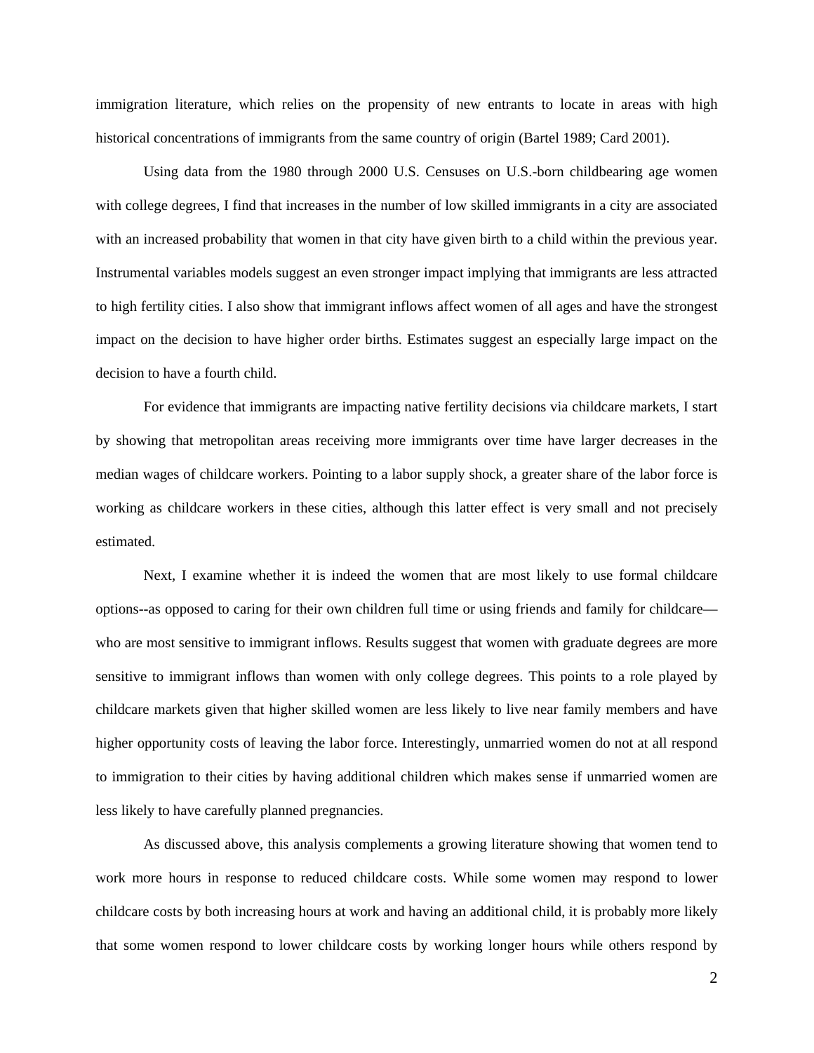immigration literature, which relies on the propensity of new entrants to locate in areas with high historical concentrations of immigrants from the same country of origin (Bartel 1989; Card 2001).

Using data from the 1980 through 2000 U.S. Censuses on U.S.-born childbearing age women with college degrees, I find that increases in the number of low skilled immigrants in a city are associated with an increased probability that women in that city have given birth to a child within the previous year. Instrumental variables models suggest an even stronger impact implying that immigrants are less attracted to high fertility cities. I also show that immigrant inflows affect women of all ages and have the strongest impact on the decision to have higher order births. Estimates suggest an especially large impact on the decision to have a fourth child.

For evidence that immigrants are impacting native fertility decisions via childcare markets, I start by showing that metropolitan areas receiving more immigrants over time have larger decreases in the median wages of childcare workers. Pointing to a labor supply shock, a greater share of the labor force is working as childcare workers in these cities, although this latter effect is very small and not precisely estimated.

Next, I examine whether it is indeed the women that are most likely to use formal childcare options--as opposed to caring for their own children full time or using friends and family for childcare—who are most sensitive to immigrant inflows. Results suggest that women with graduate degrees are more sensitive to immigrant inflows than women with only college degrees. This points to a role played by childcare markets given that higher skilled women are less likely to live near family members and have higher opportunity costs of leaving the labor force. Interestingly, unmarried women do not at all respond to immigration to their cities by having additional children which makes sense if unmarried women are less likely to have carefully planned pregnancies.

As discussed above, this analysis complements a growing literature showing that women tend to work more hours in response to reduced childcare costs. While some women may respond to lower childcare costs by both increasing hours at work and having an additional child, it is probably more likely that some women respond to lower childcare costs by working longer hours while others respond by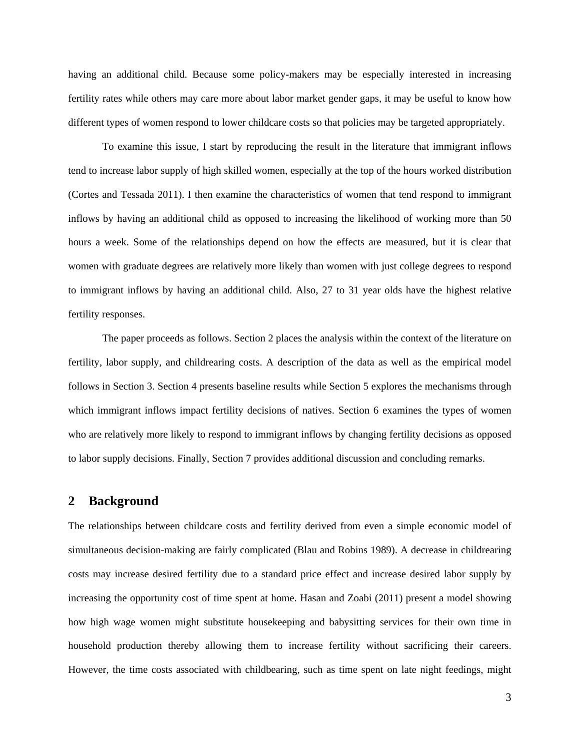having an additional child. Because some policy-makers may be especially interested in increasing fertility rates while others may care more about labor market gender gaps, it may be useful to know how different types of women respond to lower childcare costs so that policies may be targeted appropriately.

To examine this issue, I start by reproducing the result in the literature that immigrant inflows tend to increase labor supply of high skilled women, especially at the top of the hours worked distribution (Cortes and Tessada 2011). I then examine the characteristics of women that tend respond to immigrant inflows by having an additional child as opposed to increasing the likelihood of working more than 50 hours a week. Some of the relationships depend on how the effects are measured, but it is clear that women with graduate degrees are relatively more likely than women with just college degrees to respond to immigrant inflows by having an additional child. Also, 27 to 31 year olds have the highest relative fertility responses.

The paper proceeds as follows. Section 2 places the analysis within the context of the literature on fertility, labor supply, and childrearing costs. A description of the data as well as the empirical model follows in Section 3. Section 4 presents baseline results while Section 5 explores the mechanisms through which immigrant inflows impact fertility decisions of natives. Section 6 examines the types of women who are relatively more likely to respond to immigrant inflows by changing fertility decisions as opposed to labor supply decisions. Finally, Section 7 provides additional discussion and concluding remarks.

## 2 Background

The relationships between childcare costs and fertility derived from even a simple economic model of simultaneous decision-making are fairly complicated (Blau and Robins 1989). A decrease in childrearing costs may increase desired fertility due to a standard price effect and increase desired labor supply by increasing the opportunity cost of time spent at home. Hasan and Zoabi (2011) present a model showing how high wage women might substitute housekeeping and babysitting services for their own time in household production thereby allowing them to increase fertility without sacrificing their careers. However, the time costs associated with childbearing, such as time spent on late night feedings, might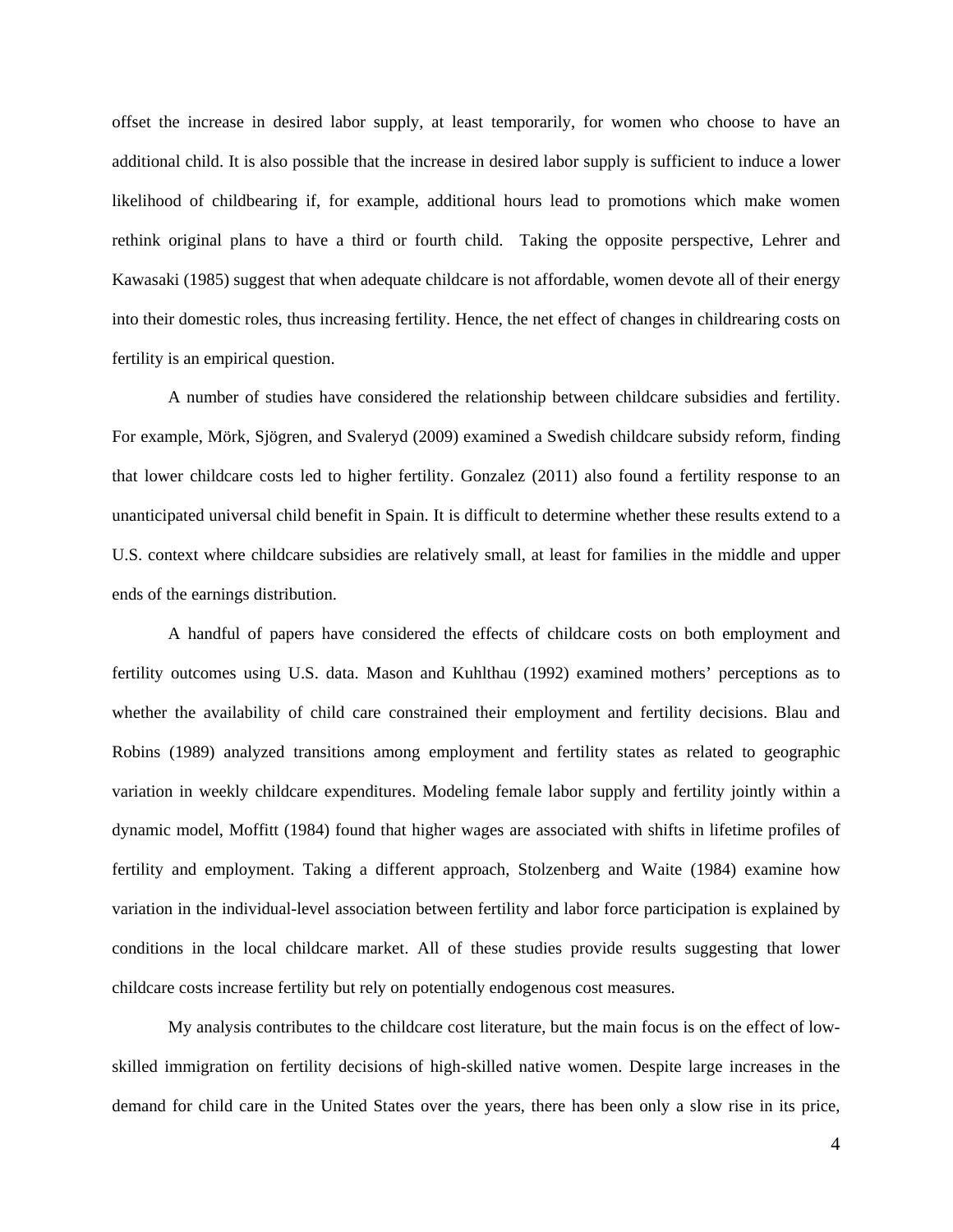offset the increase in desired labor supply, at least temporarily, for women who choose to have an additional child. It is also possible that the increase in desired labor supply is sufficient to induce a lower likelihood of childbearing if, for example, additional hours lead to promotions which make women rethink original plans to have a third or fourth child. Taking the opposite perspective, Lehrer and Kawasaki (1985) suggest that when adequate childcare is not affordable, women devote all of their energy into their domestic roles, thus increasing fertility. Hence, the net effect of changes in childrearing costs on fertility is an empirical question.

A number of studies have considered the relationship between childcare subsidies and fertility. For example, Mörk, Sjögren, and Svaleryd (2009) examined a Swedish childcare subsidy reform, finding that lower childcare costs led to higher fertility. Gonzalez (2011) also found a fertility response to an unanticipated universal child benefit in Spain. It is difficult to determine whether these results extend to a U.S. context where childcare subsidies are relatively small, at least for families in the middle and upper ends of the earnings distribution.

A handful of papers have considered the effects of childcare costs on both employment and fertility outcomes using U.S. data. Mason and Kuhlthau (1992) examined mothers' perceptions as to whether the availability of child care constrained their employment and fertility decisions. Blau and Robins (1989) analyzed transitions among employment and fertility states as related to geographic variation in weekly childcare expenditures. Modeling female labor supply and fertility jointly within a dynamic model, Moffitt (1984) found that higher wages are associated with shifts in lifetime profiles of fertility and employment. Taking a different approach, Stolzenberg and Waite (1984) examine how variation in the individual-level association between fertility and labor force participation is explained by conditions in the local childcare market. All of these studies provide results suggesting that lower childcare costs increase fertility but rely on potentially endogenous cost measures.

My analysis contributes to the childcare cost literature, but the main focus is on the effect of low-skilled immigration on fertility decisions of high-skilled native women. Despite large increases in the demand for child care in the United States over the years, there has been only a slow rise in its price,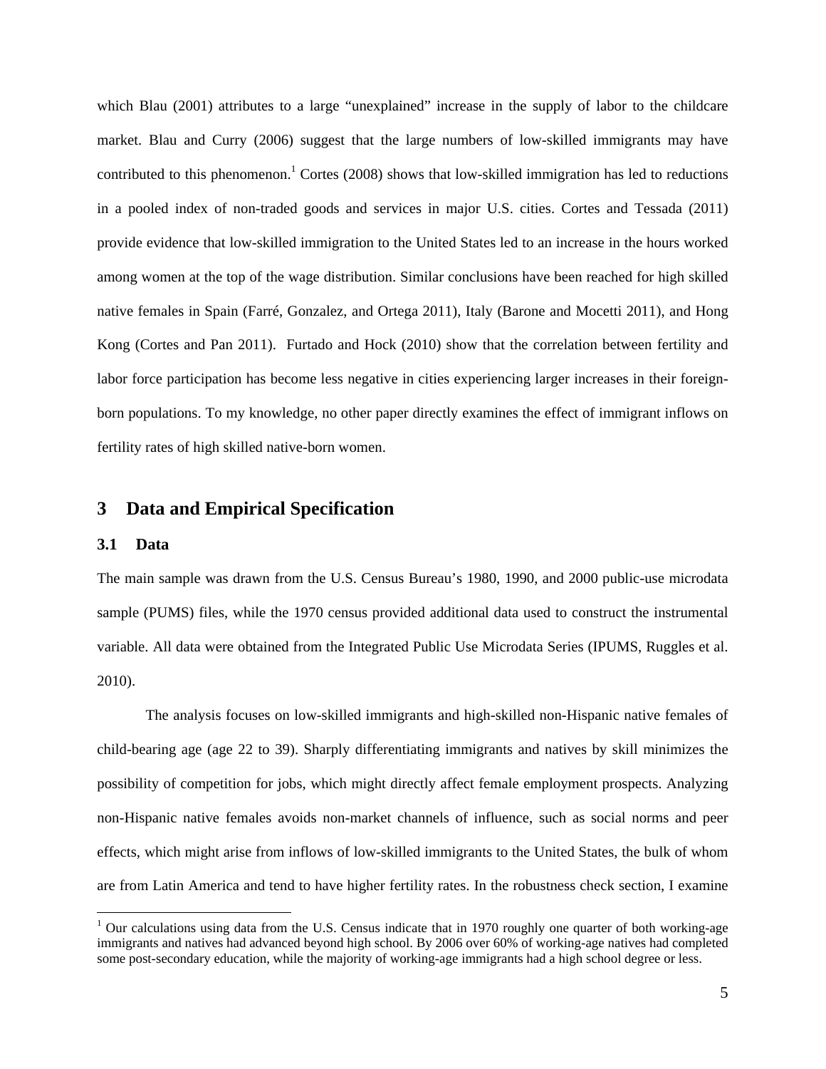which Blau (2001) attributes to a large "unexplained" increase in the supply of labor to the childcare market. Blau and Curry (2006) suggest that the large numbers of low-skilled immigrants may have contributed to this phenomenon.[1] Cortes (2008) shows that low-skilled immigration has led to reductions in a pooled index of non-traded goods and services in major U.S. cities. Cortes and Tessada (2011) provide evidence that low-skilled immigration to the United States led to an increase in the hours worked among women at the top of the wage distribution. Similar conclusions have been reached for high skilled native females in Spain (Farré, Gonzalez, and Ortega 2011), Italy (Barone and Mocetti 2011), and Hong Kong (Cortes and Pan 2011). Furtado and Hock (2010) show that the correlation between fertility and labor force participation has become less negative in cities experiencing larger increases in their foreign-born populations. To my knowledge, no other paper directly examines the effect of immigrant inflows on fertility rates of high skilled native-born women.

## 3 Data and Empirical Specification

### 3.1 Data

The main sample was drawn from the U.S. Census Bureau's 1980, 1990, and 2000 public-use microdata sample (PUMS) files, while the 1970 census provided additional data used to construct the instrumental variable. All data were obtained from the Integrated Public Use Microdata Series (IPUMS, Ruggles et al. 2010).

The analysis focuses on low-skilled immigrants and high-skilled non-Hispanic native females of child-bearing age (age 22 to 39). Sharply differentiating immigrants and natives by skill minimizes the possibility of competition for jobs, which might directly affect female employment prospects. Analyzing non-Hispanic native females avoids non-market channels of influence, such as social norms and peer effects, which might arise from inflows of low-skilled immigrants to the United States, the bulk of whom are from Latin America and tend to have higher fertility rates. In the robustness check section, I examine

[1] Our calculations using data from the U.S. Census indicate that in 1970 roughly one quarter of both working-age immigrants and natives had advanced beyond high school. By 2006 over 60% of working-age natives had completed some post-secondary education, while the majority of working-age immigrants had a high school degree or less.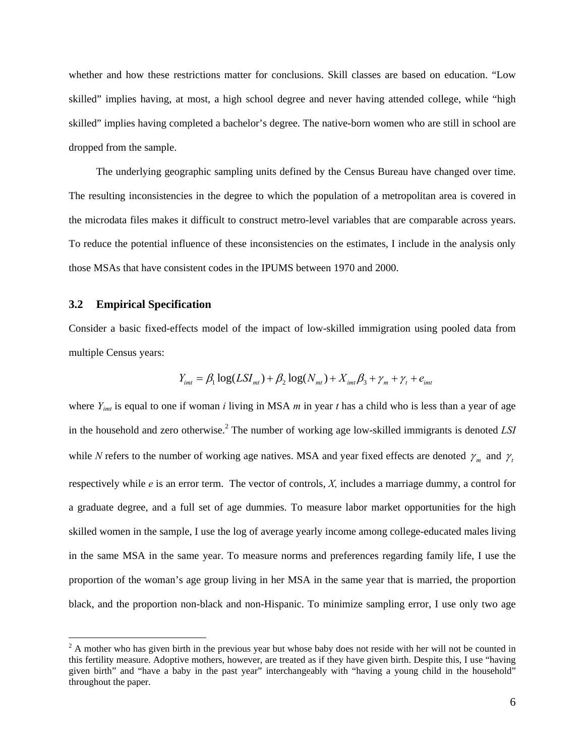whether and how these restrictions matter for conclusions. Skill classes are based on education. "Low skilled" implies having, at most, a high school degree and never having attended college, while "high skilled" implies having completed a bachelor's degree. The native-born women who are still in school are dropped from the sample.

The underlying geographic sampling units defined by the Census Bureau have changed over time. The resulting inconsistencies in the degree to which the population of a metropolitan area is covered in the microdata files makes it difficult to construct metro-level variables that are comparable across years. To reduce the potential influence of these inconsistencies on the estimates, I include in the analysis only those MSAs that have consistent codes in the IPUMS between 1970 and 2000.

### 3.2 Empirical Specification

Consider a basic fixed-effects model of the impact of low-skilled immigration using pooled data from multiple Census years:

$$Y_{imt} = \beta_1 \log(LSI_{mt}) + \beta_2 \log(N_{mt}) + X_{imt}\beta_3 + \gamma_m + \gamma_t + e_{imt}$$

where $Y_{imt}$ is equal to one if woman *i* living in MSA *m* in year *t* has a child who is less than a year of age in the household and zero otherwise.[2] The number of working age low-skilled immigrants is denoted *LSI* while *N* refers to the number of working age natives. MSA and year fixed effects are denoted $\gamma_m$ and $\gamma_t$ respectively while *e* is an error term. The vector of controls, *X,* includes a marriage dummy, a control for a graduate degree, and a full set of age dummies. To measure labor market opportunities for the high skilled women in the sample, I use the log of average yearly income among college-educated males living in the same MSA in the same year. To measure norms and preferences regarding family life, I use the proportion of the woman's age group living in her MSA in the same year that is married, the proportion black, and the proportion non-black and non-Hispanic. To minimize sampling error, I use only two age

[2] A mother who has given birth in the previous year but whose baby does not reside with her will not be counted in this fertility measure. Adoptive mothers, however, are treated as if they have given birth. Despite this, I use "having given birth" and "have a baby in the past year" interchangeably with "having a young child in the household" throughout the paper.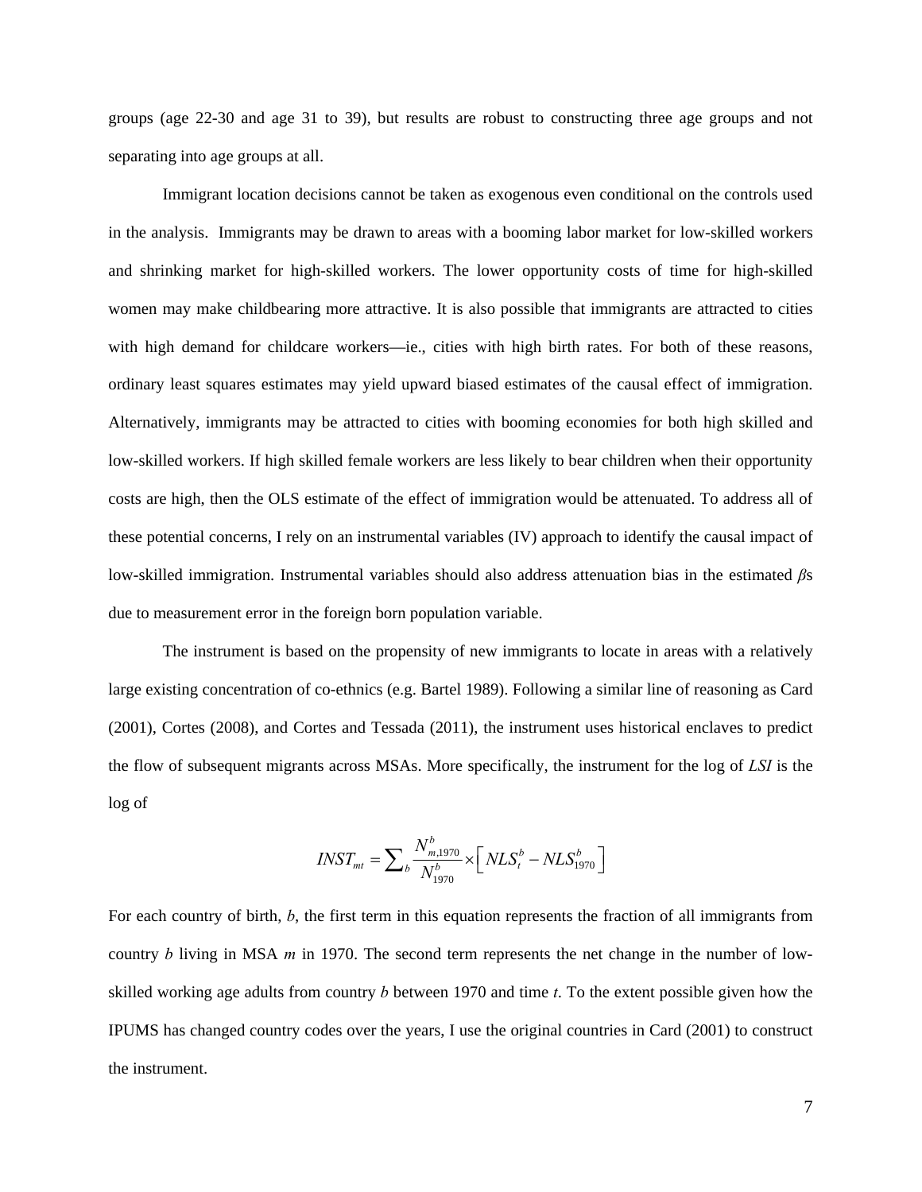groups (age 22-30 and age 31 to 39), but results are robust to constructing three age groups and not separating into age groups at all.

Immigrant location decisions cannot be taken as exogenous even conditional on the controls used in the analysis. Immigrants may be drawn to areas with a booming labor market for low-skilled workers and shrinking market for high-skilled workers. The lower opportunity costs of time for high-skilled women may make childbearing more attractive. It is also possible that immigrants are attracted to cities with high demand for childcare workers—ie., cities with high birth rates. For both of these reasons, ordinary least squares estimates may yield upward biased estimates of the causal effect of immigration. Alternatively, immigrants may be attracted to cities with booming economies for both high skilled and low-skilled workers. If high skilled female workers are less likely to bear children when their opportunity costs are high, then the OLS estimate of the effect of immigration would be attenuated. To address all of these potential concerns, I rely on an instrumental variables (IV) approach to identify the causal impact of low-skilled immigration. Instrumental variables should also address attenuation bias in the estimated $\beta$s due to measurement error in the foreign born population variable.

The instrument is based on the propensity of new immigrants to locate in areas with a relatively large existing concentration of co-ethnics (e.g. Bartel 1989). Following a similar line of reasoning as Card (2001), Cortes (2008), and Cortes and Tessada (2011), the instrument uses historical enclaves to predict the flow of subsequent migrants across MSAs. More specifically, the instrument for the log of *LSI* is the log of

$$INST_{mt} = \sum_{b} \frac{N^{b}_{m,1970}}{N^{b}_{1970}} \times \left[ NLS^{b}_{t} - NLS^{b}_{1970} \right]$$

For each country of birth, *b*, the first term in this equation represents the fraction of all immigrants from country *b* living in MSA *m* in 1970. The second term represents the net change in the number of low-skilled working age adults from country *b* between 1970 and time *t*. To the extent possible given how the IPUMS has changed country codes over the years, I use the original countries in Card (2001) to construct the instrument.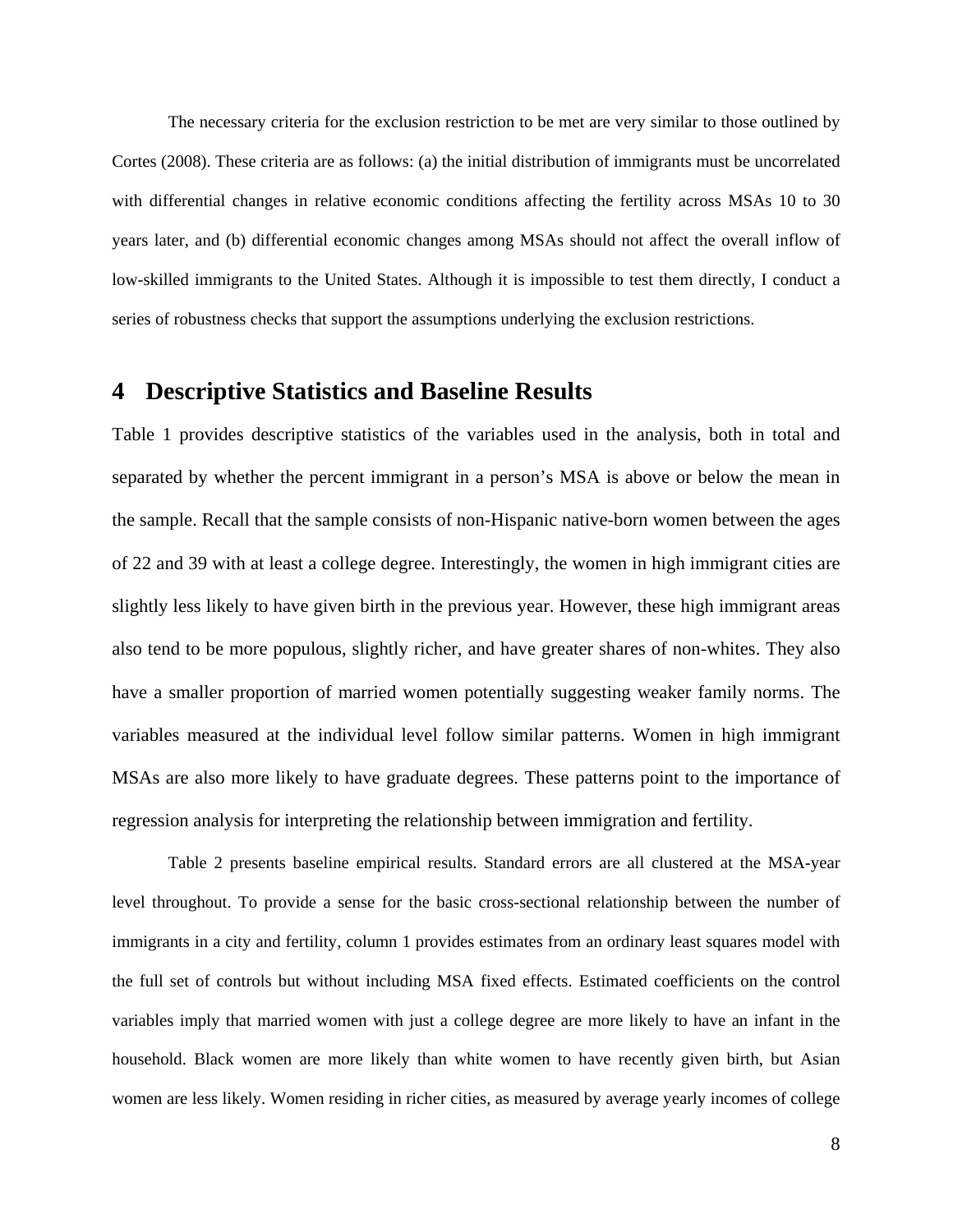The necessary criteria for the exclusion restriction to be met are very similar to those outlined by Cortes (2008). These criteria are as follows: (a) the initial distribution of immigrants must be uncorrelated with differential changes in relative economic conditions affecting the fertility across MSAs 10 to 30 years later, and (b) differential economic changes among MSAs should not affect the overall inflow of low-skilled immigrants to the United States. Although it is impossible to test them directly, I conduct a series of robustness checks that support the assumptions underlying the exclusion restrictions.

# 4 Descriptive Statistics and Baseline Results

Table 1 provides descriptive statistics of the variables used in the analysis, both in total and separated by whether the percent immigrant in a person's MSA is above or below the mean in the sample. Recall that the sample consists of non-Hispanic native-born women between the ages of 22 and 39 with at least a college degree. Interestingly, the women in high immigrant cities are slightly less likely to have given birth in the previous year. However, these high immigrant areas also tend to be more populous, slightly richer, and have greater shares of non-whites. They also have a smaller proportion of married women potentially suggesting weaker family norms. The variables measured at the individual level follow similar patterns. Women in high immigrant MSAs are also more likely to have graduate degrees. These patterns point to the importance of regression analysis for interpreting the relationship between immigration and fertility.

Table 2 presents baseline empirical results. Standard errors are all clustered at the MSA-year level throughout. To provide a sense for the basic cross-sectional relationship between the number of immigrants in a city and fertility, column 1 provides estimates from an ordinary least squares model with the full set of controls but without including MSA fixed effects. Estimated coefficients on the control variables imply that married women with just a college degree are more likely to have an infant in the household. Black women are more likely than white women to have recently given birth, but Asian women are less likely. Women residing in richer cities, as measured by average yearly incomes of college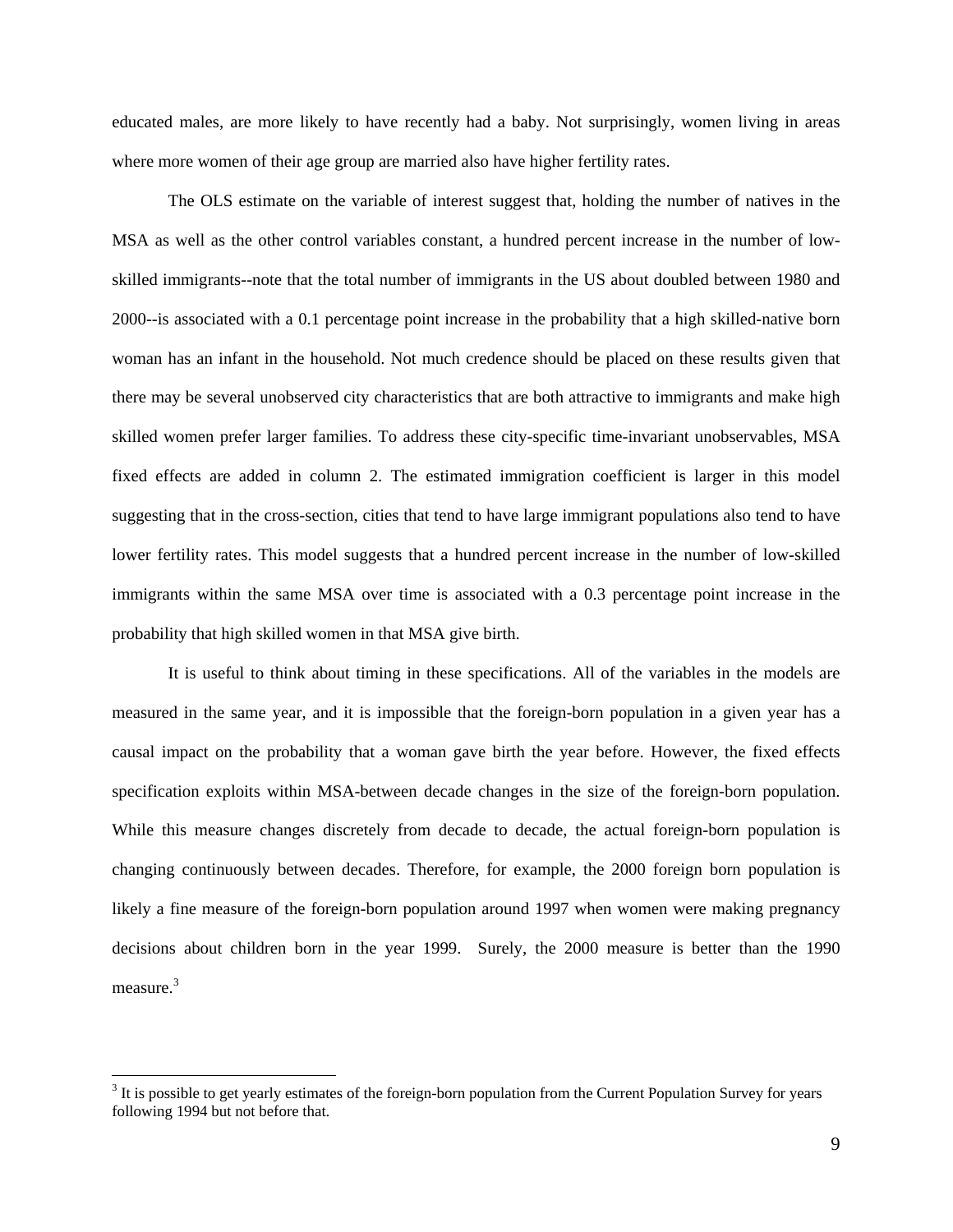educated males, are more likely to have recently had a baby. Not surprisingly, women living in areas where more women of their age group are married also have higher fertility rates.

The OLS estimate on the variable of interest suggest that, holding the number of natives in the MSA as well as the other control variables constant, a hundred percent increase in the number of low-skilled immigrants--note that the total number of immigrants in the US about doubled between 1980 and 2000--is associated with a 0.1 percentage point increase in the probability that a high skilled-native born woman has an infant in the household. Not much credence should be placed on these results given that there may be several unobserved city characteristics that are both attractive to immigrants and make high skilled women prefer larger families. To address these city-specific time-invariant unobservables, MSA fixed effects are added in column 2. The estimated immigration coefficient is larger in this model suggesting that in the cross-section, cities that tend to have large immigrant populations also tend to have lower fertility rates. This model suggests that a hundred percent increase in the number of low-skilled immigrants within the same MSA over time is associated with a 0.3 percentage point increase in the probability that high skilled women in that MSA give birth.

It is useful to think about timing in these specifications. All of the variables in the models are measured in the same year, and it is impossible that the foreign-born population in a given year has a causal impact on the probability that a woman gave birth the year before. However, the fixed effects specification exploits within MSA-between decade changes in the size of the foreign-born population. While this measure changes discretely from decade to decade, the actual foreign-born population is changing continuously between decades. Therefore, for example, the 2000 foreign born population is likely a fine measure of the foreign-born population around 1997 when women were making pregnancy decisions about children born in the year 1999. Surely, the 2000 measure is better than the 1990 measure.[3]

[3] It is possible to get yearly estimates of the foreign-born population from the Current Population Survey for years following 1994 but not before that.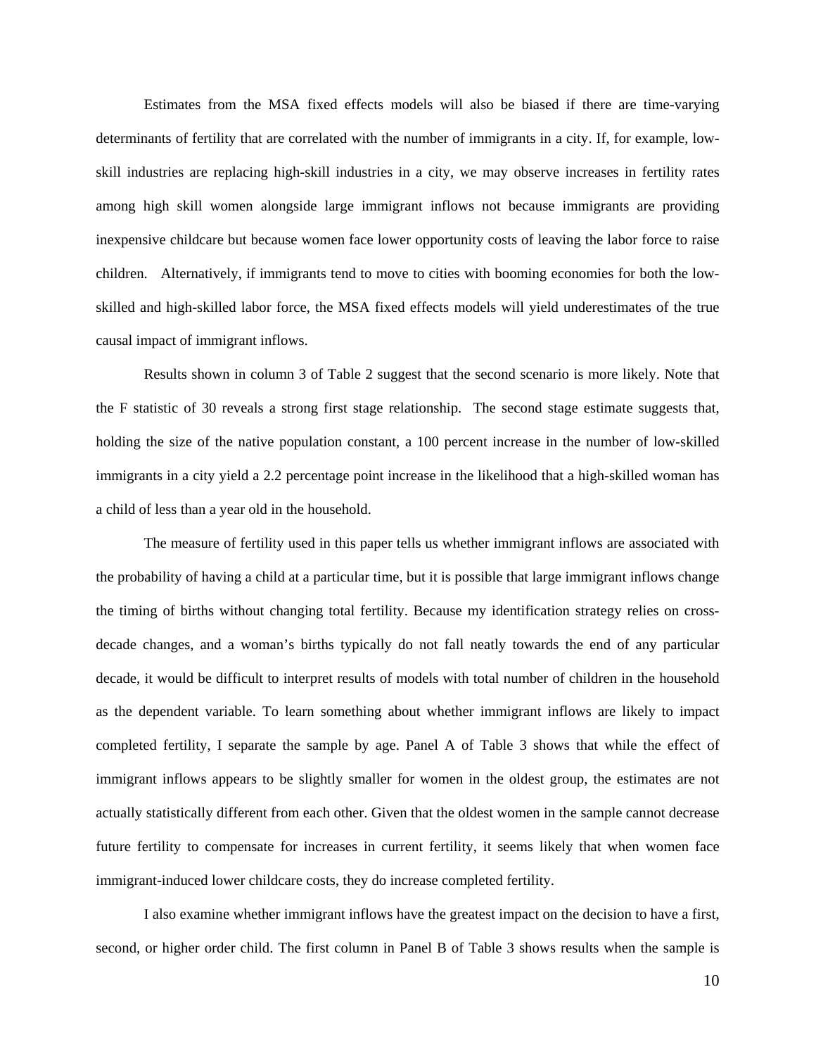Estimates from the MSA fixed effects models will also be biased if there are time-varying determinants of fertility that are correlated with the number of immigrants in a city. If, for example, low-skill industries are replacing high-skill industries in a city, we may observe increases in fertility rates among high skill women alongside large immigrant inflows not because immigrants are providing inexpensive childcare but because women face lower opportunity costs of leaving the labor force to raise children. Alternatively, if immigrants tend to move to cities with booming economies for both the low-skilled and high-skilled labor force, the MSA fixed effects models will yield underestimates of the true causal impact of immigrant inflows.

Results shown in column 3 of Table 2 suggest that the second scenario is more likely. Note that the F statistic of 30 reveals a strong first stage relationship. The second stage estimate suggests that, holding the size of the native population constant, a 100 percent increase in the number of low-skilled immigrants in a city yield a 2.2 percentage point increase in the likelihood that a high-skilled woman has a child of less than a year old in the household.

The measure of fertility used in this paper tells us whether immigrant inflows are associated with the probability of having a child at a particular time, but it is possible that large immigrant inflows change the timing of births without changing total fertility. Because my identification strategy relies on cross-decade changes, and a woman's births typically do not fall neatly towards the end of any particular decade, it would be difficult to interpret results of models with total number of children in the household as the dependent variable. To learn something about whether immigrant inflows are likely to impact completed fertility, I separate the sample by age. Panel A of Table 3 shows that while the effect of immigrant inflows appears to be slightly smaller for women in the oldest group, the estimates are not actually statistically different from each other. Given that the oldest women in the sample cannot decrease future fertility to compensate for increases in current fertility, it seems likely that when women face immigrant-induced lower childcare costs, they do increase completed fertility.

I also examine whether immigrant inflows have the greatest impact on the decision to have a first, second, or higher order child. The first column in Panel B of Table 3 shows results when the sample is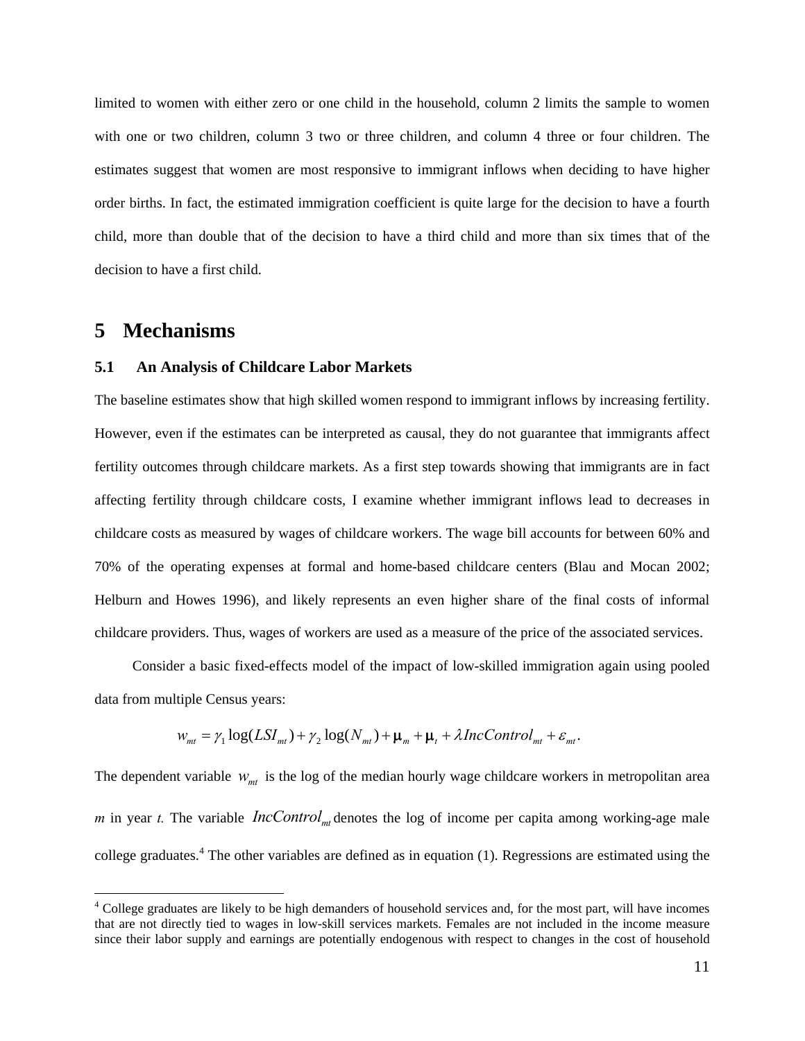limited to women with either zero or one child in the household, column 2 limits the sample to women with one or two children, column 3 two or three children, and column 4 three or four children. The estimates suggest that women are most responsive to immigrant inflows when deciding to have higher order births. In fact, the estimated immigration coefficient is quite large for the decision to have a fourth child, more than double that of the decision to have a third child and more than six times that of the decision to have a first child.

# 5 Mechanisms

## 5.1 An Analysis of Childcare Labor Markets

The baseline estimates show that high skilled women respond to immigrant inflows by increasing fertility. However, even if the estimates can be interpreted as causal, they do not guarantee that immigrants affect fertility outcomes through childcare markets. As a first step towards showing that immigrants are in fact affecting fertility through childcare costs, I examine whether immigrant inflows lead to decreases in childcare costs as measured by wages of childcare workers. The wage bill accounts for between 60% and 70% of the operating expenses at formal and home-based childcare centers (Blau and Mocan 2002; Helburn and Howes 1996), and likely represents an even higher share of the final costs of informal childcare providers. Thus, wages of workers are used as a measure of the price of the associated services.

Consider a basic fixed-effects model of the impact of low-skilled immigration again using pooled data from multiple Census years:

$$w_{mt} = \gamma_1 \log(LSI_{mt}) + \gamma_2 \log(N_{mt}) + \boldsymbol{\mu}_m + \boldsymbol{\mu}_t + \lambda IncControl_{mt} + \varepsilon_{mt}.$$

The dependent variable $w_{mt}$ is the log of the median hourly wage childcare workers in metropolitan area $m$ in year $t$. The variable $IncControl_{mt}$ denotes the log of income per capita among working-age male college graduates.[4] The other variables are defined as in equation (1). Regressions are estimated using the

[4] College graduates are likely to be high demanders of household services and, for the most part, will have incomes that are not directly tied to wages in low-skill services markets. Females are not included in the income measure since their labor supply and earnings are potentially endogenous with respect to changes in the cost of household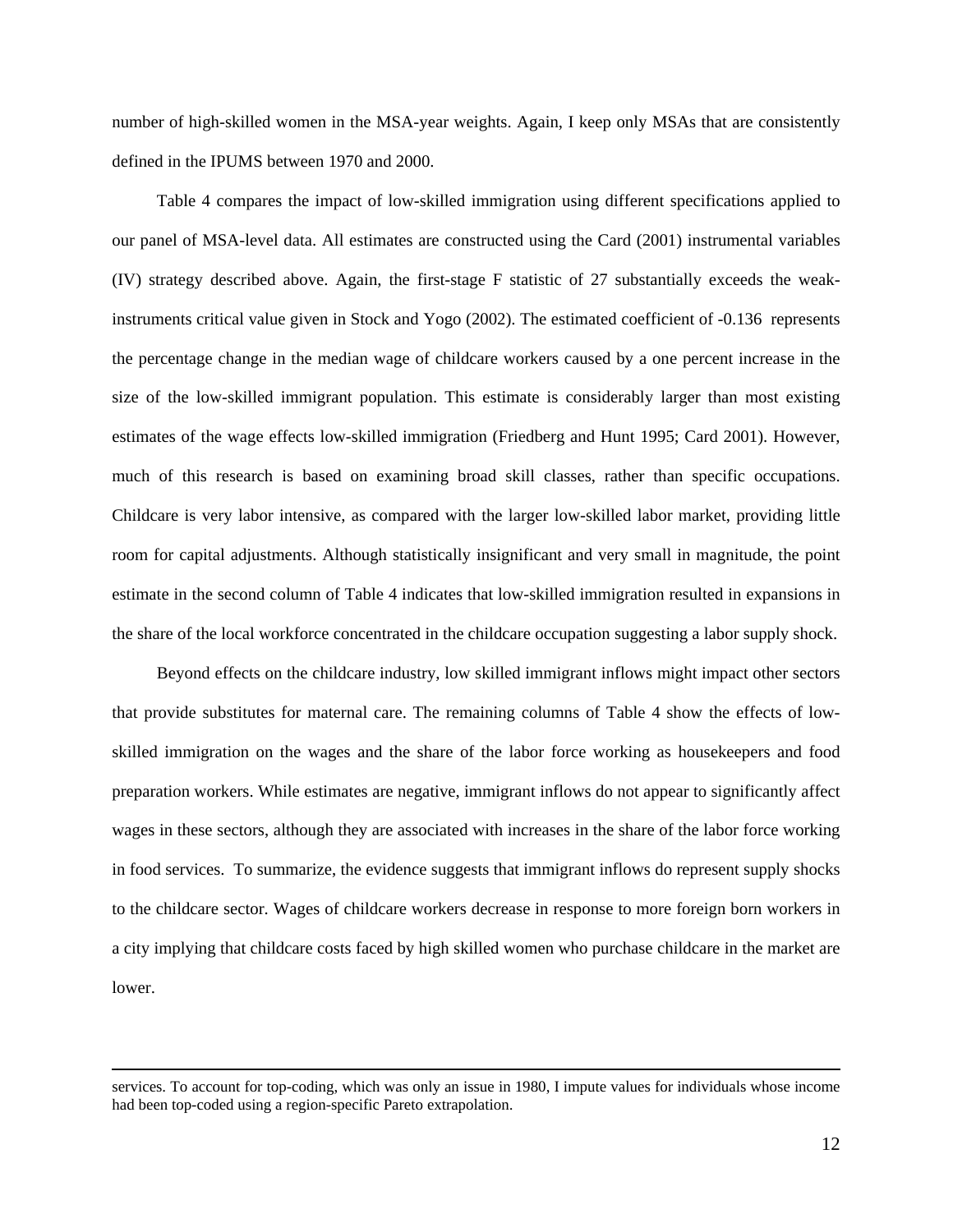number of high-skilled women in the MSA-year weights. Again, I keep only MSAs that are consistently defined in the IPUMS between 1970 and 2000.

Table 4 compares the impact of low-skilled immigration using different specifications applied to our panel of MSA-level data. All estimates are constructed using the Card (2001) instrumental variables (IV) strategy described above. Again, the first-stage F statistic of 27 substantially exceeds the weak-instruments critical value given in Stock and Yogo (2002). The estimated coefficient of -0.136 represents the percentage change in the median wage of childcare workers caused by a one percent increase in the size of the low-skilled immigrant population. This estimate is considerably larger than most existing estimates of the wage effects low-skilled immigration (Friedberg and Hunt 1995; Card 2001). However, much of this research is based on examining broad skill classes, rather than specific occupations. Childcare is very labor intensive, as compared with the larger low-skilled labor market, providing little room for capital adjustments. Although statistically insignificant and very small in magnitude, the point estimate in the second column of Table 4 indicates that low-skilled immigration resulted in expansions in the share of the local workforce concentrated in the childcare occupation suggesting a labor supply shock.

Beyond effects on the childcare industry, low skilled immigrant inflows might impact other sectors that provide substitutes for maternal care. The remaining columns of Table 4 show the effects of low-skilled immigration on the wages and the share of the labor force working as housekeepers and food preparation workers. While estimates are negative, immigrant inflows do not appear to significantly affect wages in these sectors, although they are associated with increases in the share of the labor force working in food services. To summarize, the evidence suggests that immigrant inflows do represent supply shocks to the childcare sector. Wages of childcare workers decrease in response to more foreign born workers in a city implying that childcare costs faced by high skilled women who purchase childcare in the market are lower.

---

services. To account for top-coding, which was only an issue in 1980, I impute values for individuals whose income had been top-coded using a region-specific Pareto extrapolation.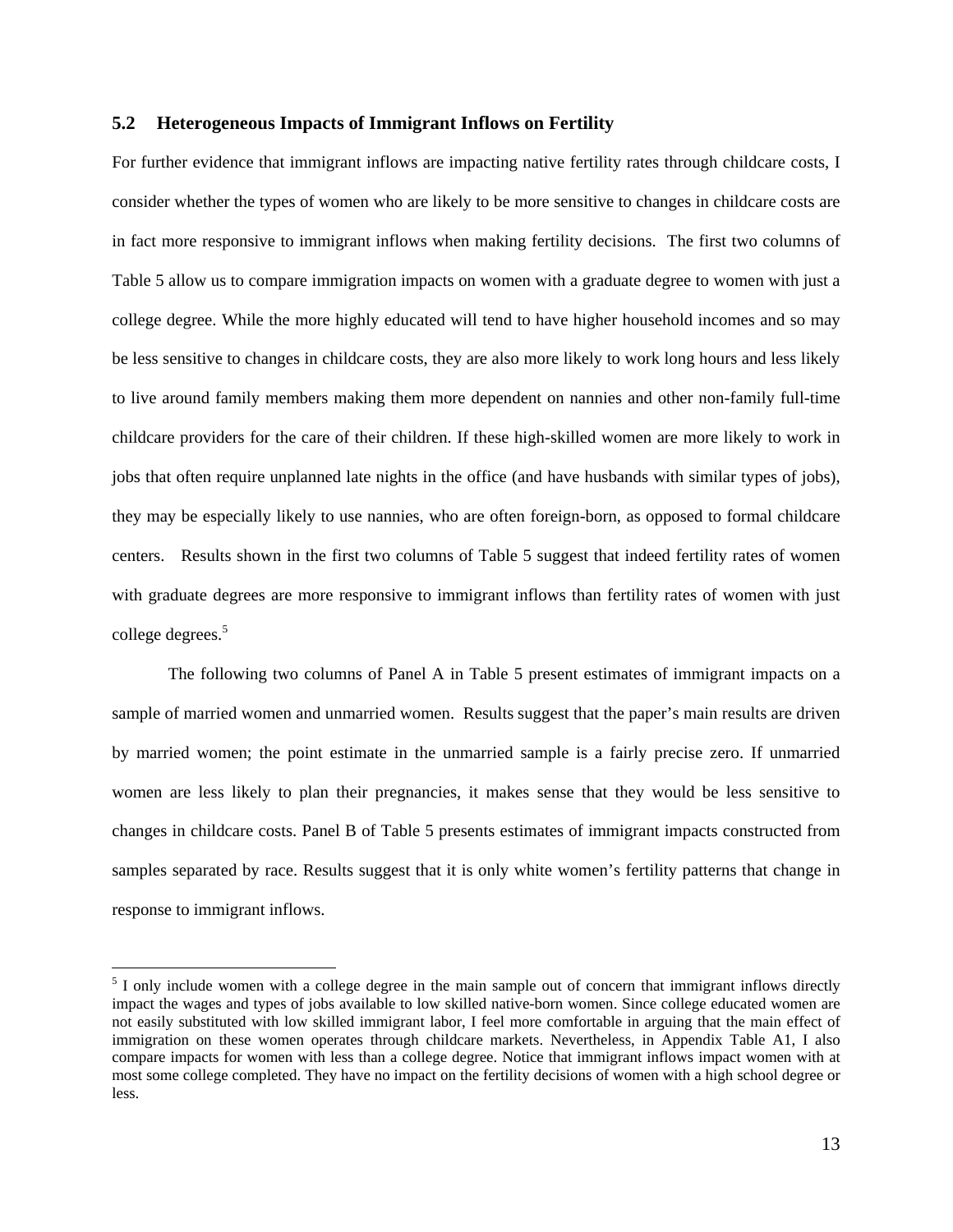## 5.2 Heterogeneous Impacts of Immigrant Inflows on Fertility

For further evidence that immigrant inflows are impacting native fertility rates through childcare costs, I consider whether the types of women who are likely to be more sensitive to changes in childcare costs are in fact more responsive to immigrant inflows when making fertility decisions. The first two columns of Table 5 allow us to compare immigration impacts on women with a graduate degree to women with just a college degree. While the more highly educated will tend to have higher household incomes and so may be less sensitive to changes in childcare costs, they are also more likely to work long hours and less likely to live around family members making them more dependent on nannies and other non-family full-time childcare providers for the care of their children. If these high-skilled women are more likely to work in jobs that often require unplanned late nights in the office (and have husbands with similar types of jobs), they may be especially likely to use nannies, who are often foreign-born, as opposed to formal childcare centers. Results shown in the first two columns of Table 5 suggest that indeed fertility rates of women with graduate degrees are more responsive to immigrant inflows than fertility rates of women with just college degrees.[5]

The following two columns of Panel A in Table 5 present estimates of immigrant impacts on a sample of married women and unmarried women. Results suggest that the paper's main results are driven by married women; the point estimate in the unmarried sample is a fairly precise zero. If unmarried women are less likely to plan their pregnancies, it makes sense that they would be less sensitive to changes in childcare costs. Panel B of Table 5 presents estimates of immigrant impacts constructed from samples separated by race. Results suggest that it is only white women's fertility patterns that change in response to immigrant inflows.

[5] I only include women with a college degree in the main sample out of concern that immigrant inflows directly impact the wages and types of jobs available to low skilled native-born women. Since college educated women are not easily substituted with low skilled immigrant labor, I feel more comfortable in arguing that the main effect of immigration on these women operates through childcare markets. Nevertheless, in Appendix Table A1, I also compare impacts for women with less than a college degree. Notice that immigrant inflows impact women with at most some college completed. They have no impact on the fertility decisions of women with a high school degree or less.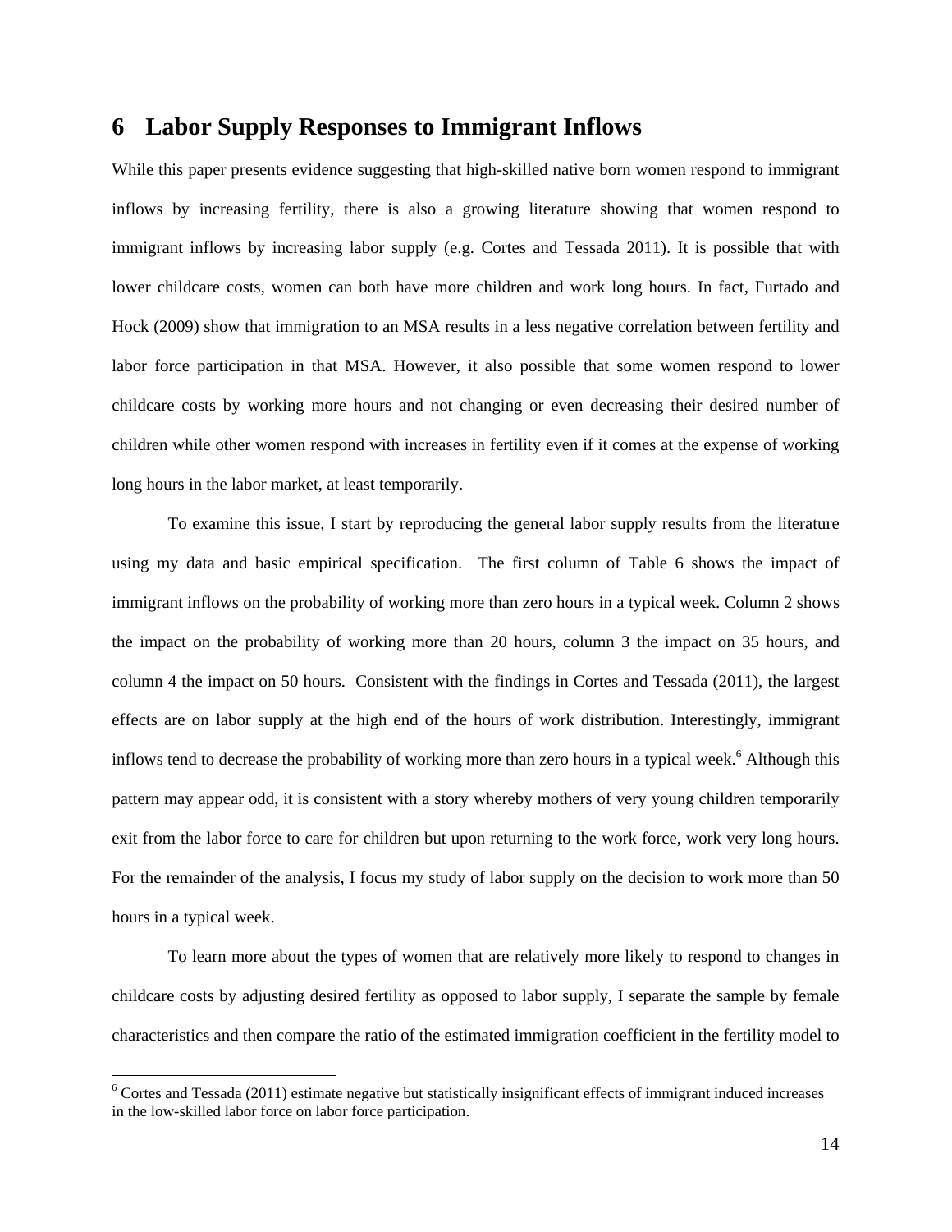# 6 Labor Supply Responses to Immigrant Inflows

While this paper presents evidence suggesting that high-skilled native born women respond to immigrant inflows by increasing fertility, there is also a growing literature showing that women respond to immigrant inflows by increasing labor supply (e.g. Cortes and Tessada 2011). It is possible that with lower childcare costs, women can both have more children and work long hours. In fact, Furtado and Hock (2009) show that immigration to an MSA results in a less negative correlation between fertility and labor force participation in that MSA. However, it also possible that some women respond to lower childcare costs by working more hours and not changing or even decreasing their desired number of children while other women respond with increases in fertility even if it comes at the expense of working long hours in the labor market, at least temporarily.

To examine this issue, I start by reproducing the general labor supply results from the literature using my data and basic empirical specification. The first column of Table 6 shows the impact of immigrant inflows on the probability of working more than zero hours in a typical week. Column 2 shows the impact on the probability of working more than 20 hours, column 3 the impact on 35 hours, and column 4 the impact on 50 hours. Consistent with the findings in Cortes and Tessada (2011), the largest effects are on labor supply at the high end of the hours of work distribution. Interestingly, immigrant inflows tend to decrease the probability of working more than zero hours in a typical week.[6] Although this pattern may appear odd, it is consistent with a story whereby mothers of very young children temporarily exit from the labor force to care for children but upon returning to the work force, work very long hours. For the remainder of the analysis, I focus my study of labor supply on the decision to work more than 50 hours in a typical week.

To learn more about the types of women that are relatively more likely to respond to changes in childcare costs by adjusting desired fertility as opposed to labor supply, I separate the sample by female characteristics and then compare the ratio of the estimated immigration coefficient in the fertility model to

[6] Cortes and Tessada (2011) estimate negative but statistically insignificant effects of immigrant induced increases in the low-skilled labor force on labor force participation.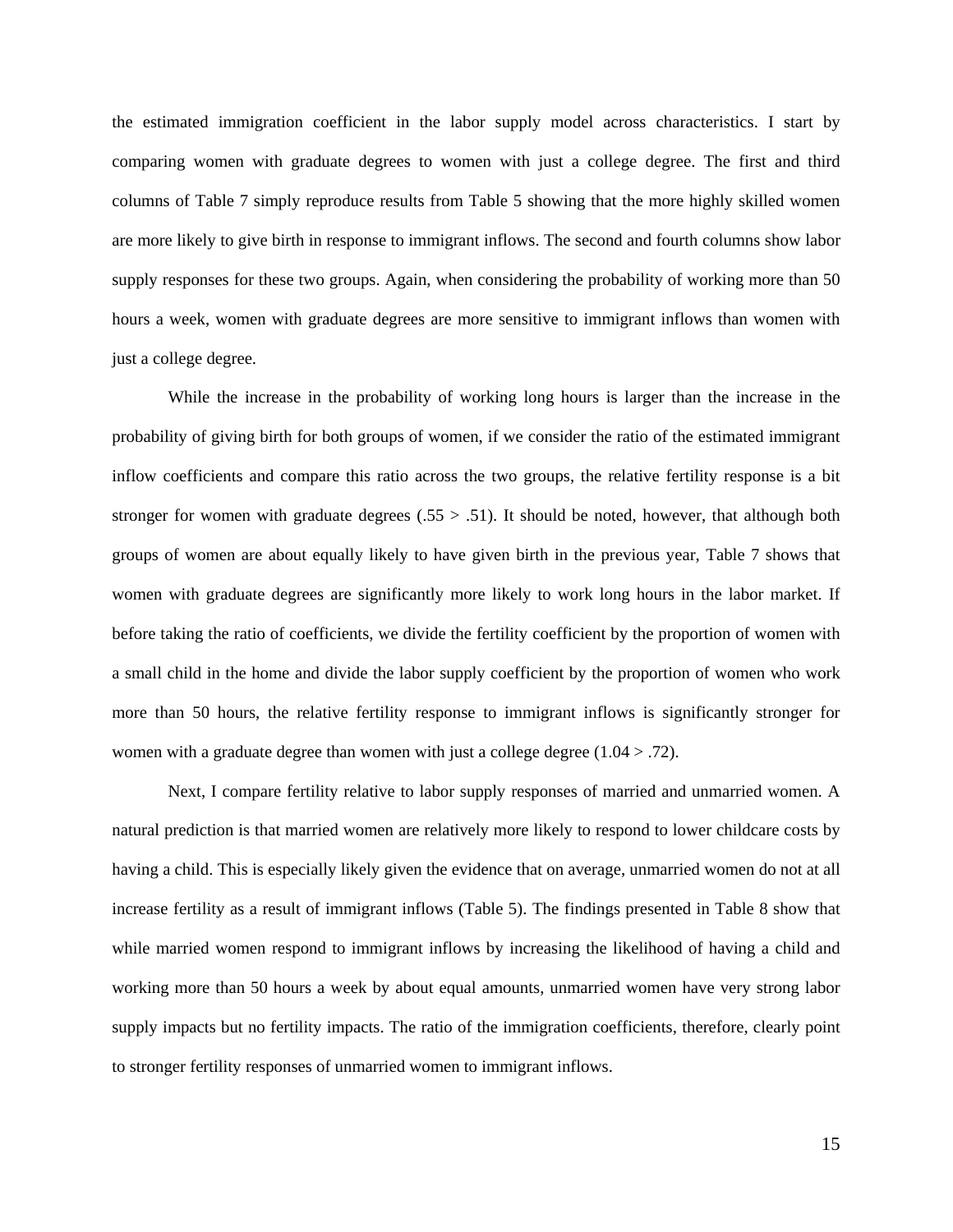the estimated immigration coefficient in the labor supply model across characteristics. I start by comparing women with graduate degrees to women with just a college degree. The first and third columns of Table 7 simply reproduce results from Table 5 showing that the more highly skilled women are more likely to give birth in response to immigrant inflows. The second and fourth columns show labor supply responses for these two groups. Again, when considering the probability of working more than 50 hours a week, women with graduate degrees are more sensitive to immigrant inflows than women with just a college degree.

While the increase in the probability of working long hours is larger than the increase in the probability of giving birth for both groups of women, if we consider the ratio of the estimated immigrant inflow coefficients and compare this ratio across the two groups, the relative fertility response is a bit stronger for women with graduate degrees (.55 > .51). It should be noted, however, that although both groups of women are about equally likely to have given birth in the previous year, Table 7 shows that women with graduate degrees are significantly more likely to work long hours in the labor market. If before taking the ratio of coefficients, we divide the fertility coefficient by the proportion of women with a small child in the home and divide the labor supply coefficient by the proportion of women who work more than 50 hours, the relative fertility response to immigrant inflows is significantly stronger for women with a graduate degree than women with just a college degree (1.04 > .72).

Next, I compare fertility relative to labor supply responses of married and unmarried women. A natural prediction is that married women are relatively more likely to respond to lower childcare costs by having a child. This is especially likely given the evidence that on average, unmarried women do not at all increase fertility as a result of immigrant inflows (Table 5). The findings presented in Table 8 show that while married women respond to immigrant inflows by increasing the likelihood of having a child and working more than 50 hours a week by about equal amounts, unmarried women have very strong labor supply impacts but no fertility impacts. The ratio of the immigration coefficients, therefore, clearly point to stronger fertility responses of unmarried women to immigrant inflows.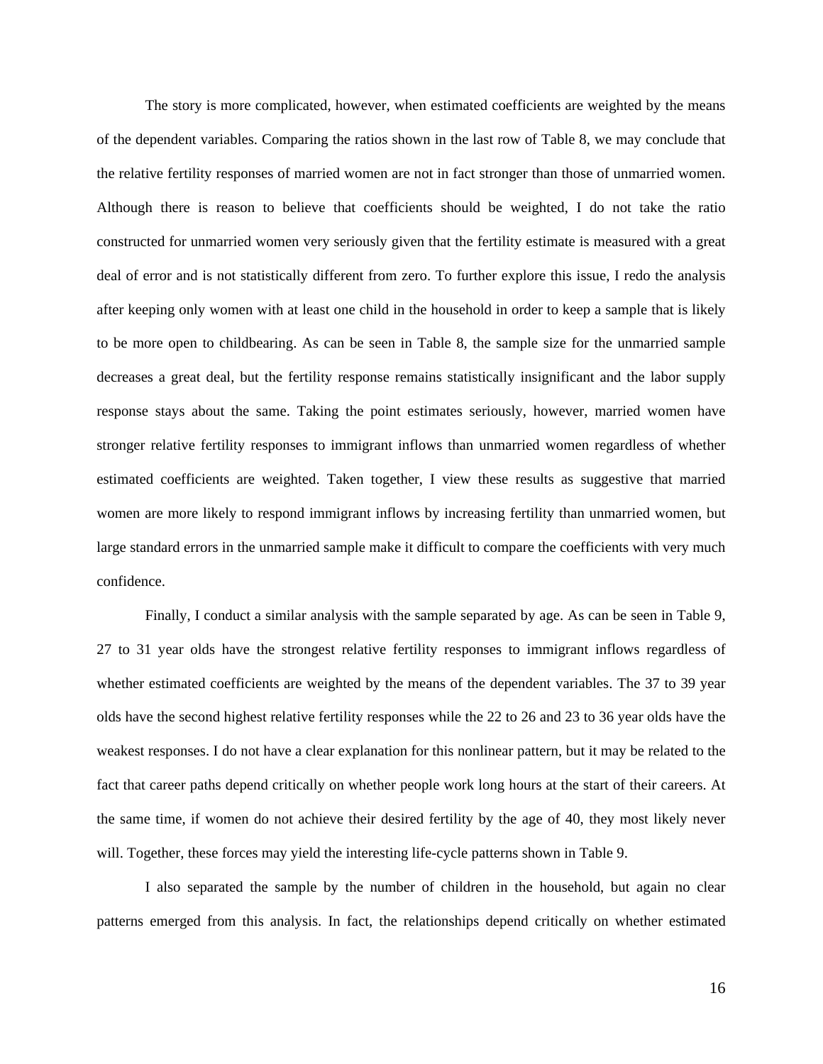The story is more complicated, however, when estimated coefficients are weighted by the means of the dependent variables. Comparing the ratios shown in the last row of Table 8, we may conclude that the relative fertility responses of married women are not in fact stronger than those of unmarried women. Although there is reason to believe that coefficients should be weighted, I do not take the ratio constructed for unmarried women very seriously given that the fertility estimate is measured with a great deal of error and is not statistically different from zero. To further explore this issue, I redo the analysis after keeping only women with at least one child in the household in order to keep a sample that is likely to be more open to childbearing. As can be seen in Table 8, the sample size for the unmarried sample decreases a great deal, but the fertility response remains statistically insignificant and the labor supply response stays about the same. Taking the point estimates seriously, however, married women have stronger relative fertility responses to immigrant inflows than unmarried women regardless of whether estimated coefficients are weighted. Taken together, I view these results as suggestive that married women are more likely to respond immigrant inflows by increasing fertility than unmarried women, but large standard errors in the unmarried sample make it difficult to compare the coefficients with very much confidence.

Finally, I conduct a similar analysis with the sample separated by age. As can be seen in Table 9, 27 to 31 year olds have the strongest relative fertility responses to immigrant inflows regardless of whether estimated coefficients are weighted by the means of the dependent variables. The 37 to 39 year olds have the second highest relative fertility responses while the 22 to 26 and 23 to 36 year olds have the weakest responses. I do not have a clear explanation for this nonlinear pattern, but it may be related to the fact that career paths depend critically on whether people work long hours at the start of their careers. At the same time, if women do not achieve their desired fertility by the age of 40, they most likely never will. Together, these forces may yield the interesting life-cycle patterns shown in Table 9.

I also separated the sample by the number of children in the household, but again no clear patterns emerged from this analysis. In fact, the relationships depend critically on whether estimated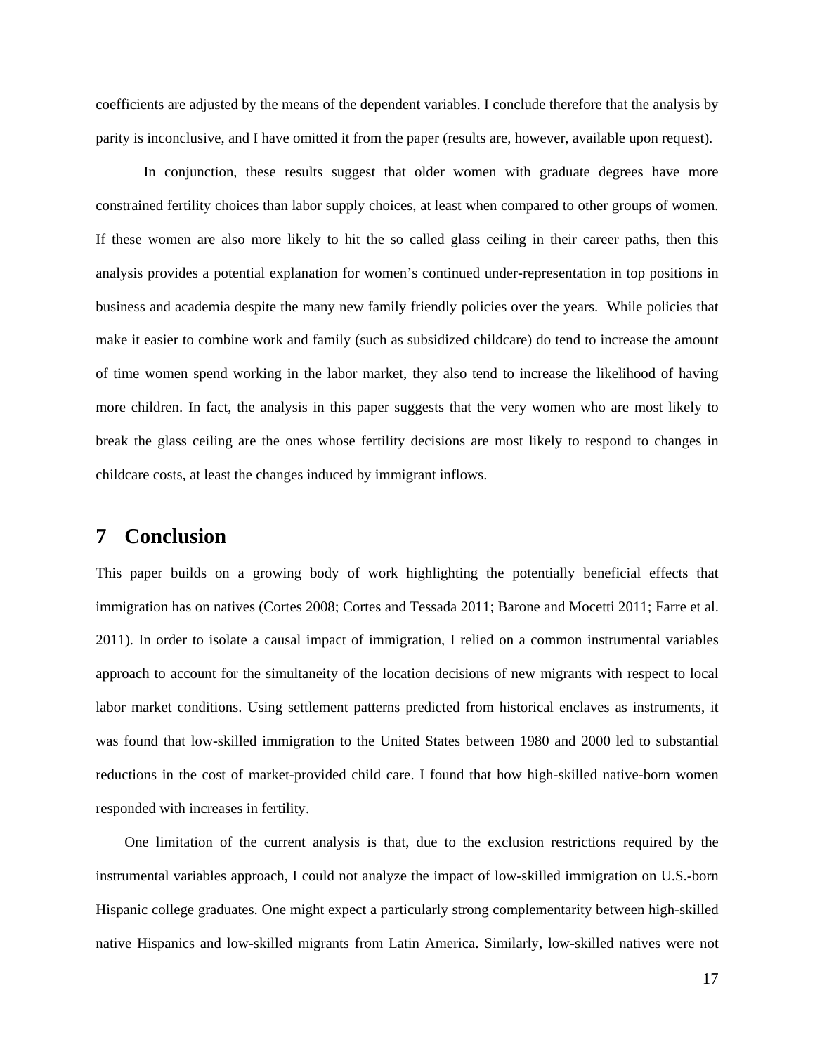coefficients are adjusted by the means of the dependent variables. I conclude therefore that the analysis by parity is inconclusive, and I have omitted it from the paper (results are, however, available upon request).

In conjunction, these results suggest that older women with graduate degrees have more constrained fertility choices than labor supply choices, at least when compared to other groups of women. If these women are also more likely to hit the so called glass ceiling in their career paths, then this analysis provides a potential explanation for women's continued under-representation in top positions in business and academia despite the many new family friendly policies over the years. While policies that make it easier to combine work and family (such as subsidized childcare) do tend to increase the amount of time women spend working in the labor market, they also tend to increase the likelihood of having more children. In fact, the analysis in this paper suggests that the very women who are most likely to break the glass ceiling are the ones whose fertility decisions are most likely to respond to changes in childcare costs, at least the changes induced by immigrant inflows.

## 7 Conclusion

This paper builds on a growing body of work highlighting the potentially beneficial effects that immigration has on natives (Cortes 2008; Cortes and Tessada 2011; Barone and Mocetti 2011; Farre et al. 2011). In order to isolate a causal impact of immigration, I relied on a common instrumental variables approach to account for the simultaneity of the location decisions of new migrants with respect to local labor market conditions. Using settlement patterns predicted from historical enclaves as instruments, it was found that low-skilled immigration to the United States between 1980 and 2000 led to substantial reductions in the cost of market-provided child care. I found that how high-skilled native-born women responded with increases in fertility.

One limitation of the current analysis is that, due to the exclusion restrictions required by the instrumental variables approach, I could not analyze the impact of low-skilled immigration on U.S.-born Hispanic college graduates. One might expect a particularly strong complementarity between high-skilled native Hispanics and low-skilled migrants from Latin America. Similarly, low-skilled natives were not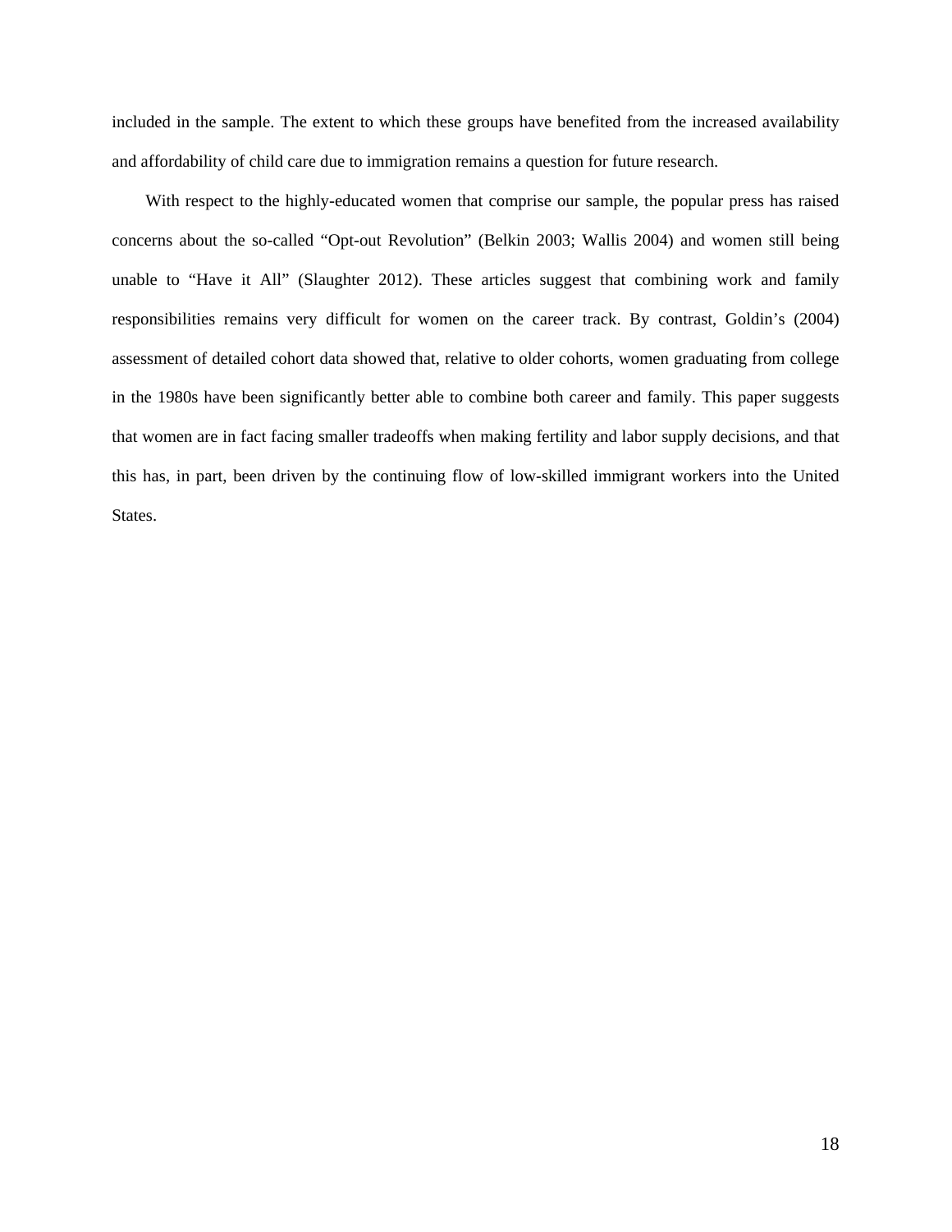included in the sample. The extent to which these groups have benefited from the increased availability and affordability of child care due to immigration remains a question for future research.

With respect to the highly-educated women that comprise our sample, the popular press has raised concerns about the so-called "Opt-out Revolution" (Belkin 2003; Wallis 2004) and women still being unable to "Have it All" (Slaughter 2012). These articles suggest that combining work and family responsibilities remains very difficult for women on the career track. By contrast, Goldin's (2004) assessment of detailed cohort data showed that, relative to older cohorts, women graduating from college in the 1980s have been significantly better able to combine both career and family. This paper suggests that women are in fact facing smaller tradeoffs when making fertility and labor supply decisions, and that this has, in part, been driven by the continuing flow of low-skilled immigrant workers into the United States.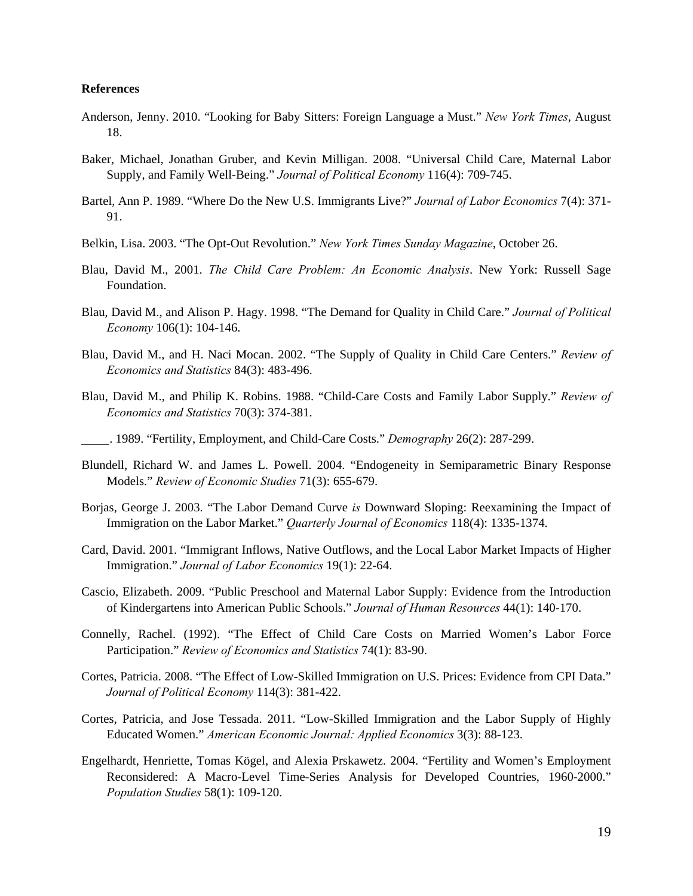**References**

Anderson, Jenny. 2010. "Looking for Baby Sitters: Foreign Language a Must." *New York Times*, August 18.

Baker, Michael, Jonathan Gruber, and Kevin Milligan. 2008. "Universal Child Care, Maternal Labor Supply, and Family Well-Being." *Journal of Political Economy* 116(4): 709-745.

Bartel, Ann P. 1989. "Where Do the New U.S. Immigrants Live?" *Journal of Labor Economics* 7(4): 371-91.

Belkin, Lisa. 2003. "The Opt-Out Revolution." *New York Times Sunday Magazine*, October 26.

Blau, David M., 2001. *The Child Care Problem: An Economic Analysis*. New York: Russell Sage Foundation.

Blau, David M., and Alison P. Hagy. 1998. "The Demand for Quality in Child Care." *Journal of Political Economy* 106(1): 104-146.

Blau, David M., and H. Naci Mocan. 2002. "The Supply of Quality in Child Care Centers." *Review of Economics and Statistics* 84(3): 483-496.

Blau, David M., and Philip K. Robins. 1988. "Child-Care Costs and Family Labor Supply." *Review of Economics and Statistics* 70(3): 374-381.

\_\_\_\_. 1989. "Fertility, Employment, and Child-Care Costs." *Demography* 26(2): 287-299.

Blundell, Richard W. and James L. Powell. 2004. "Endogeneity in Semiparametric Binary Response Models." *Review of Economic Studies* 71(3): 655-679.

Borjas, George J. 2003. "The Labor Demand Curve *is* Downward Sloping: Reexamining the Impact of Immigration on the Labor Market." *Quarterly Journal of Economics* 118(4): 1335-1374.

Card, David. 2001. "Immigrant Inflows, Native Outflows, and the Local Labor Market Impacts of Higher Immigration." *Journal of Labor Economics* 19(1): 22-64.

Cascio, Elizabeth. 2009. "Public Preschool and Maternal Labor Supply: Evidence from the Introduction of Kindergartens into American Public Schools." *Journal of Human Resources* 44(1): 140-170.

Connelly, Rachel. (1992). "The Effect of Child Care Costs on Married Women's Labor Force Participation." *Review of Economics and Statistics* 74(1): 83-90.

Cortes, Patricia. 2008. "The Effect of Low-Skilled Immigration on U.S. Prices: Evidence from CPI Data." *Journal of Political Economy* 114(3): 381-422.

Cortes, Patricia, and Jose Tessada. 2011. "Low-Skilled Immigration and the Labor Supply of Highly Educated Women." *American Economic Journal: Applied Economics* 3(3): 88-123.

Engelhardt, Henriette, Tomas Kögel, and Alexia Prskawetz. 2004. "Fertility and Women's Employment Reconsidered: A Macro-Level Time-Series Analysis for Developed Countries, 1960-2000." *Population Studies* 58(1): 109-120.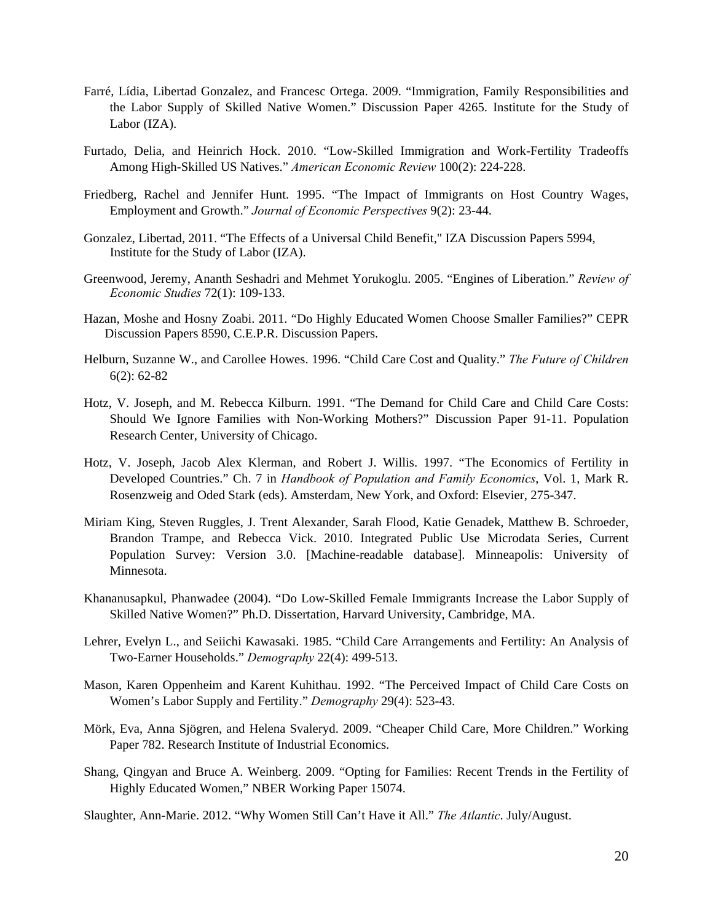Farré, Lídia, Libertad Gonzalez, and Francesc Ortega. 2009. "Immigration, Family Responsibilities and the Labor Supply of Skilled Native Women." Discussion Paper 4265. Institute for the Study of Labor (IZA).

Furtado, Delia, and Heinrich Hock. 2010. "Low-Skilled Immigration and Work-Fertility Tradeoffs Among High-Skilled US Natives." *American Economic Review* 100(2): 224-228.

Friedberg, Rachel and Jennifer Hunt. 1995. "The Impact of Immigrants on Host Country Wages, Employment and Growth." *Journal of Economic Perspectives* 9(2): 23-44.

Gonzalez, Libertad, 2011. "The Effects of a Universal Child Benefit," IZA Discussion Papers 5994, Institute for the Study of Labor (IZA).

Greenwood, Jeremy, Ananth Seshadri and Mehmet Yorukoglu. 2005. "Engines of Liberation." *Review of Economic Studies* 72(1): 109-133.

Hazan, Moshe and Hosny Zoabi. 2011. "Do Highly Educated Women Choose Smaller Families?" CEPR Discussion Papers 8590, C.E.P.R. Discussion Papers.

Helburn, Suzanne W., and Carollee Howes. 1996. "Child Care Cost and Quality." *The Future of Children* 6(2): 62-82

Hotz, V. Joseph, and M. Rebecca Kilburn. 1991. "The Demand for Child Care and Child Care Costs: Should We Ignore Families with Non-Working Mothers?" Discussion Paper 91-11. Population Research Center, University of Chicago.

Hotz, V. Joseph, Jacob Alex Klerman, and Robert J. Willis. 1997. "The Economics of Fertility in Developed Countries." Ch. 7 in *Handbook of Population and Family Economics*, Vol. 1, Mark R. Rosenzweig and Oded Stark (eds). Amsterdam, New York, and Oxford: Elsevier, 275-347.

Miriam King, Steven Ruggles, J. Trent Alexander, Sarah Flood, Katie Genadek, Matthew B. Schroeder, Brandon Trampe, and Rebecca Vick. 2010. Integrated Public Use Microdata Series, Current Population Survey: Version 3.0. [Machine-readable database]. Minneapolis: University of Minnesota.

Khananusapkul, Phanwadee (2004). "Do Low-Skilled Female Immigrants Increase the Labor Supply of Skilled Native Women?" Ph.D. Dissertation, Harvard University, Cambridge, MA.

Lehrer, Evelyn L., and Seiichi Kawasaki. 1985. "Child Care Arrangements and Fertility: An Analysis of Two-Earner Households." *Demography* 22(4): 499-513.

Mason, Karen Oppenheim and Karent Kuhithau. 1992. "The Perceived Impact of Child Care Costs on Women's Labor Supply and Fertility." *Demography* 29(4): 523-43.

Mörk, Eva, Anna Sjögren, and Helena Svaleryd. 2009. "Cheaper Child Care, More Children." Working Paper 782. Research Institute of Industrial Economics.

Shang, Qingyan and Bruce A. Weinberg. 2009. "Opting for Families: Recent Trends in the Fertility of Highly Educated Women," NBER Working Paper 15074.

Slaughter, Ann-Marie. 2012. "Why Women Still Can't Have it All." *The Atlantic*. July/August.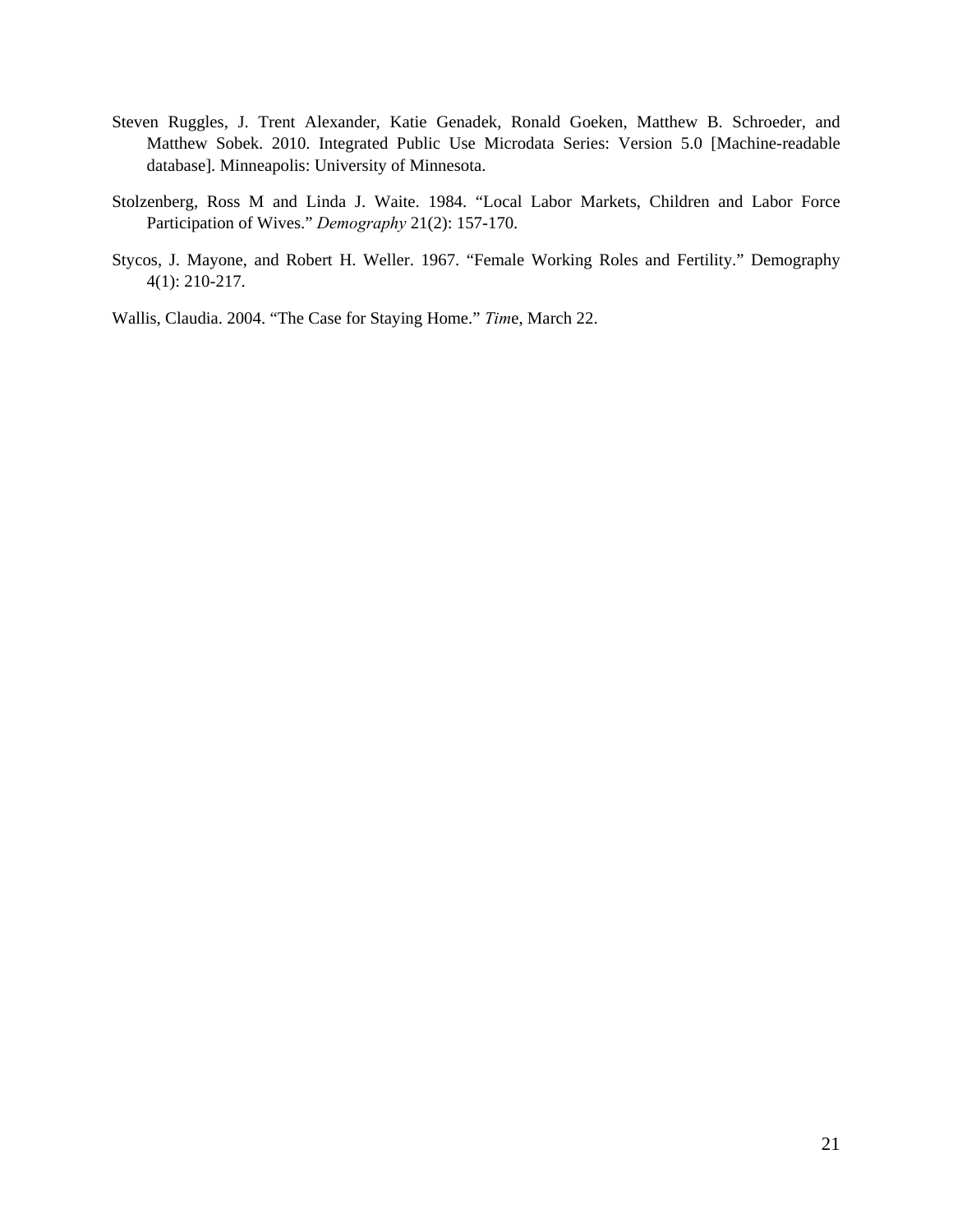Steven Ruggles, J. Trent Alexander, Katie Genadek, Ronald Goeken, Matthew B. Schroeder, and Matthew Sobek. 2010. Integrated Public Use Microdata Series: Version 5.0 [Machine-readable database]. Minneapolis: University of Minnesota.

Stolzenberg, Ross M and Linda J. Waite. 1984. "Local Labor Markets, Children and Labor Force Participation of Wives." *Demography* 21(2): 157-170.

Stycos, J. Mayone, and Robert H. Weller. 1967. "Female Working Roles and Fertility." Demography 4(1): 210-217.

Wallis, Claudia. 2004. "The Case for Staying Home." *Tim*e, March 22.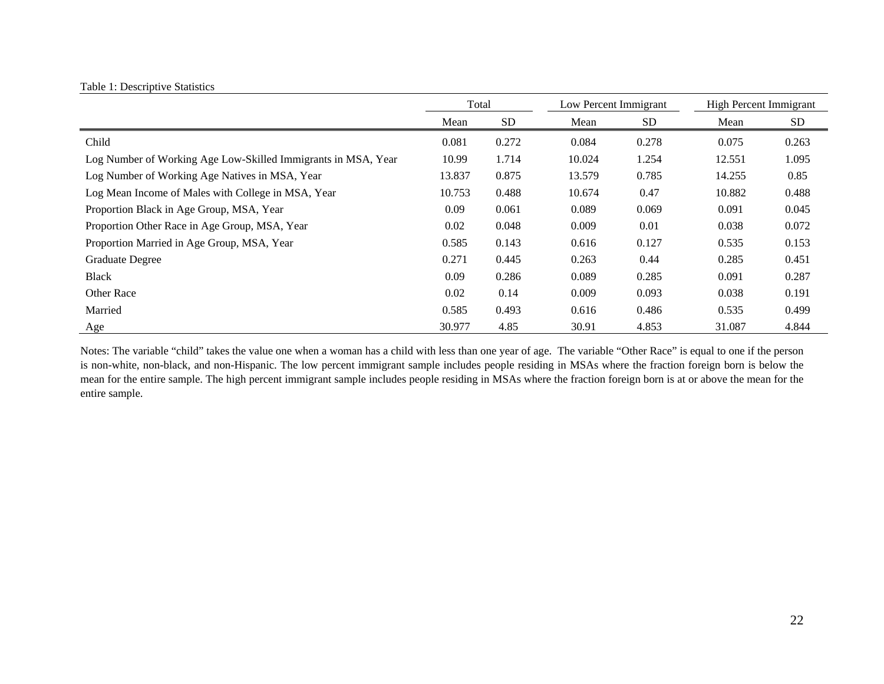Table 1: Descriptive Statistics

| | Total | | Low Percent Immigrant | | High Percent Immigrant | |
|---|---|---|---|---|---|---|
| | Mean | SD | Mean | SD | Mean | SD |
| Child | 0.081 | 0.272 | 0.084 | 0.278 | 0.075 | 0.263 |
| Log Number of Working Age Low-Skilled Immigrants in MSA, Year | 10.99 | 1.714 | 10.024 | 1.254 | 12.551 | 1.095 |
| Log Number of Working Age Natives in MSA, Year | 13.837 | 0.875 | 13.579 | 0.785 | 14.255 | 0.85 |
| Log Mean Income of Males with College in MSA, Year | 10.753 | 0.488 | 10.674 | 0.47 | 10.882 | 0.488 |
| Proportion Black in Age Group, MSA, Year | 0.09 | 0.061 | 0.089 | 0.069 | 0.091 | 0.045 |
| Proportion Other Race in Age Group, MSA, Year | 0.02 | 0.048 | 0.009 | 0.01 | 0.038 | 0.072 |
| Proportion Married in Age Group, MSA, Year | 0.585 | 0.143 | 0.616 | 0.127 | 0.535 | 0.153 |
| Graduate Degree | 0.271 | 0.445 | 0.263 | 0.44 | 0.285 | 0.451 |
| Black | 0.09 | 0.286 | 0.089 | 0.285 | 0.091 | 0.287 |
| Other Race | 0.02 | 0.14 | 0.009 | 0.093 | 0.038 | 0.191 |
| Married | 0.585 | 0.493 | 0.616 | 0.486 | 0.535 | 0.499 |
| Age | 30.977 | 4.85 | 30.91 | 4.853 | 31.087 | 4.844 |

Notes: The variable "child" takes the value one when a woman has a child with less than one year of age. The variable "Other Race" is equal to one if the person is non-white, non-black, and non-Hispanic. The low percent immigrant sample includes people residing in MSAs where the fraction foreign born is below the mean for the entire sample. The high percent immigrant sample includes people residing in MSAs where the fraction foreign born is at or above the mean for the entire sample.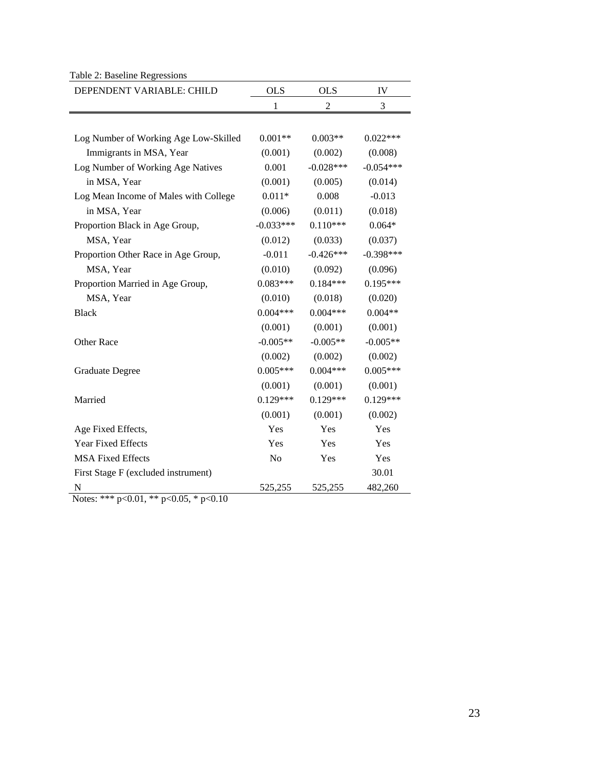Table 2: Baseline Regressions

| DEPENDENT VARIABLE: CHILD | OLS | OLS | IV |
|---|---|---|---|
| | 1 | 2 | 3 |
| Log Number of Working Age Low-Skilled | 0.001** | 0.003** | 0.022*** |
| Immigrants in MSA, Year | (0.001) | (0.002) | (0.008) |
| Log Number of Working Age Natives | 0.001 | -0.028*** | -0.054*** |
| in MSA, Year | (0.001) | (0.005) | (0.014) |
| Log Mean Income of Males with College | 0.011* | 0.008 | -0.013 |
| in MSA, Year | (0.006) | (0.011) | (0.018) |
| Proportion Black in Age Group, | -0.033*** | 0.110*** | 0.064* |
| MSA, Year | (0.012) | (0.033) | (0.037) |
| Proportion Other Race in Age Group, | -0.011 | -0.426*** | -0.398*** |
| MSA, Year | (0.010) | (0.092) | (0.096) |
| Proportion Married in Age Group, | 0.083*** | 0.184*** | 0.195*** |
| MSA, Year | (0.010) | (0.018) | (0.020) |
| Black | 0.004*** | 0.004*** | 0.004** |
| | (0.001) | (0.001) | (0.001) |
| Other Race | -0.005** | -0.005** | -0.005** |
| | (0.002) | (0.002) | (0.002) |
| Graduate Degree | 0.005*** | 0.004*** | 0.005*** |
| | (0.001) | (0.001) | (0.001) |
| Married | 0.129*** | 0.129*** | 0.129*** |
| | (0.001) | (0.001) | (0.002) |
| Age Fixed Effects, | Yes | Yes | Yes |
| Year Fixed Effects | Yes | Yes | Yes |
| MSA Fixed Effects | No | Yes | Yes |
| First Stage F (excluded instrument) | | | 30.01 |
| N | 525,255 | 525,255 | 482,260 |

Notes: *** p<0.01, ** p<0.05, * p<0.10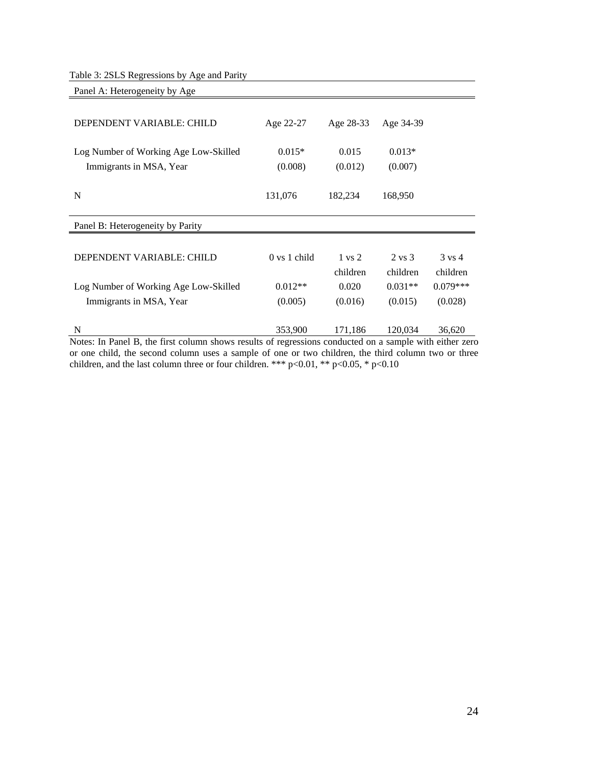Table 3: 2SLS Regressions by Age and Parity

Panel A: Heterogeneity by Age

| DEPENDENT VARIABLE: CHILD | Age 22-27 | Age 28-33 | Age 34-39 |
|---|---|---|---|
| Log Number of Working Age Low-Skilled Immigrants in MSA, Year | 0.015* | 0.015 | 0.013* |
| | (0.008) | (0.012) | (0.007) |
| N | 131,076 | 182,234 | 168,950 |

Panel B: Heterogeneity by Parity

| DEPENDENT VARIABLE: CHILD | 0 vs 1 child | 1 vs 2 children | 2 vs 3 children | 3 vs 4 children |
|---|---|---|---|---|
| Log Number of Working Age Low-Skilled Immigrants in MSA, Year | 0.012** | 0.020 | 0.031** | 0.079*** |
| | (0.005) | (0.016) | (0.015) | (0.028) |
| N | 353,900 | 171,186 | 120,034 | 36,620 |

Notes: In Panel B, the first column shows results of regressions conducted on a sample with either zero or one child, the second column uses a sample of one or two children, the third column two or three children, and the last column three or four children. *** p<0.01, ** p<0.05, * p<0.10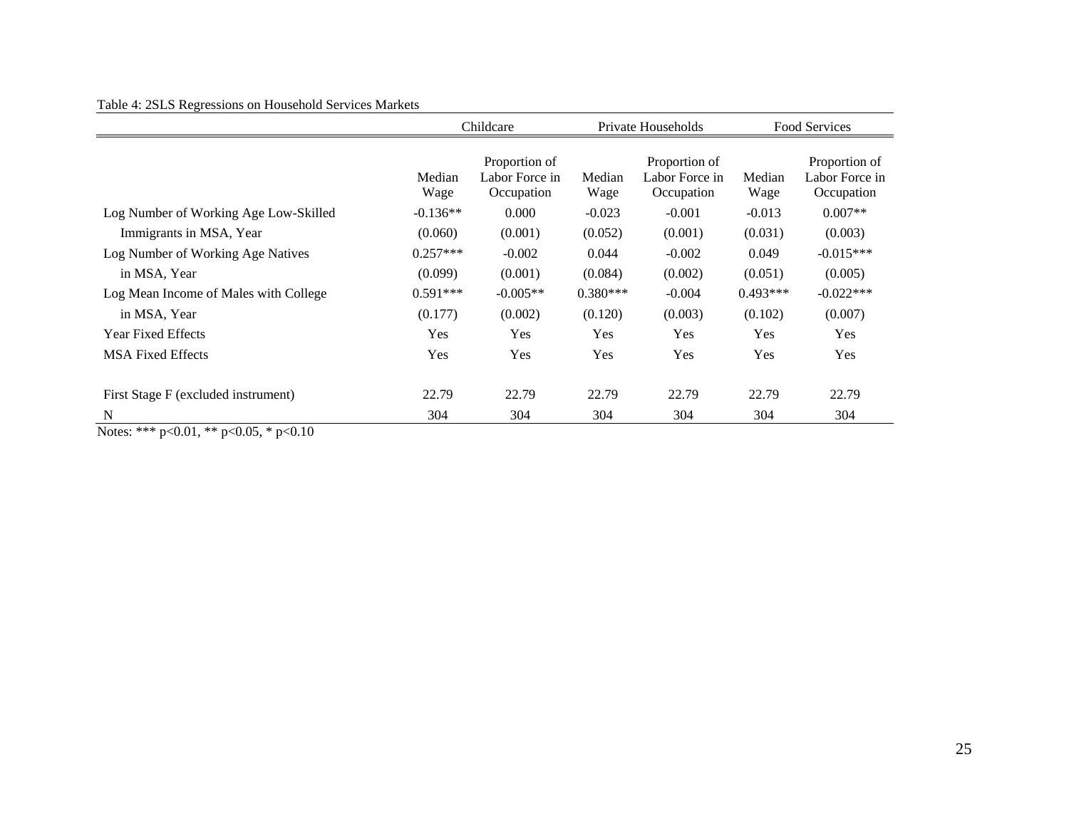Table 4: 2SLS Regressions on Household Services Markets

| | Childcare | | Private Households | | Food Services | |
|---|---|---|---|---|---|---|
| | Median Wage | Proportion of Labor Force in Occupation | Median Wage | Proportion of Labor Force in Occupation | Median Wage | Proportion of Labor Force in Occupation |
| Log Number of Working Age Low-Skilled | -0.136** | 0.000 | -0.023 | -0.001 | -0.013 | 0.007** |
| Immigrants in MSA, Year | (0.060) | (0.001) | (0.052) | (0.001) | (0.031) | (0.003) |
| Log Number of Working Age Natives | 0.257*** | -0.002 | 0.044 | -0.002 | 0.049 | -0.015*** |
| in MSA, Year | (0.099) | (0.001) | (0.084) | (0.002) | (0.051) | (0.005) |
| Log Mean Income of Males with College | 0.591*** | -0.005** | 0.380*** | -0.004 | 0.493*** | -0.022*** |
| in MSA, Year | (0.177) | (0.002) | (0.120) | (0.003) | (0.102) | (0.007) |
| Year Fixed Effects | Yes | Yes | Yes | Yes | Yes | Yes |
| MSA Fixed Effects | Yes | Yes | Yes | Yes | Yes | Yes |
| First Stage F (excluded instrument) | 22.79 | 22.79 | 22.79 | 22.79 | 22.79 | 22.79 |
| N | 304 | 304 | 304 | 304 | 304 | 304 |

Notes: *** p<0.01, ** p<0.05, * p<0.10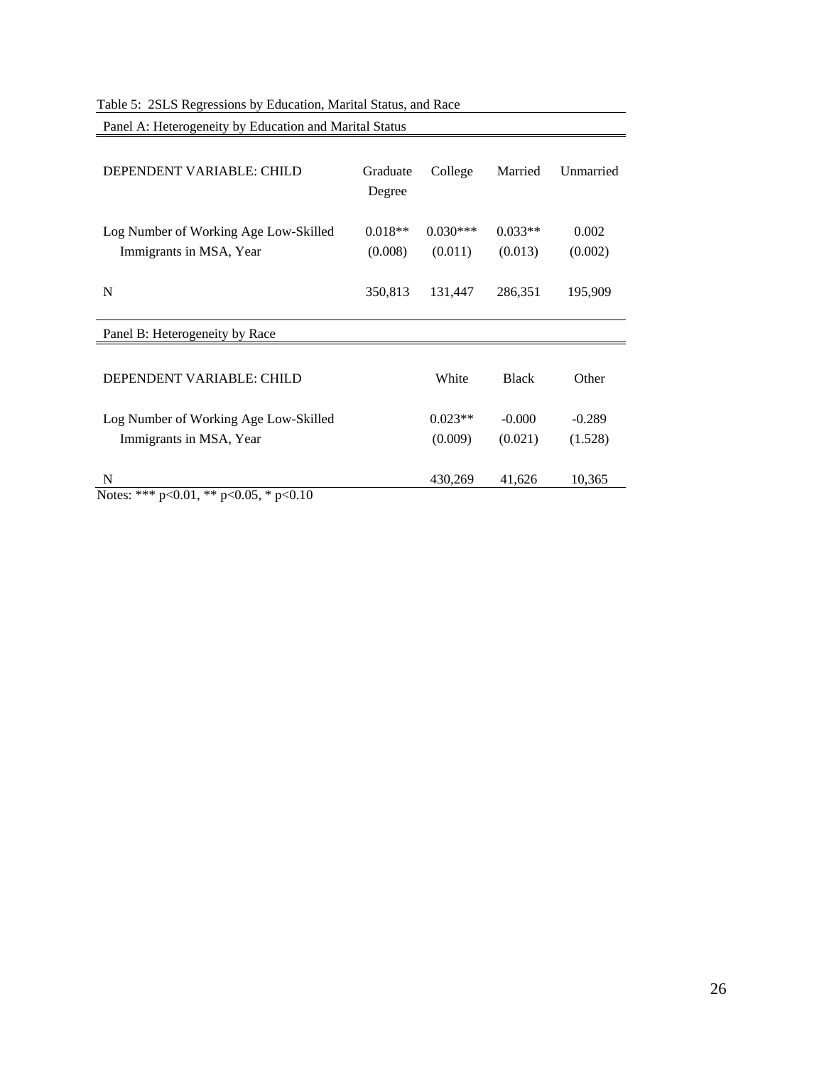Table 5: 2SLS Regressions by Education, Marital Status, and Race

Panel A: Heterogeneity by Education and Marital Status

| DEPENDENT VARIABLE: CHILD | Graduate Degree | College | Married | Unmarried |
|---|---|---|---|---|
| Log Number of Working Age Low-Skilled | 0.018** | 0.030*** | 0.033** | 0.002 |
| Immigrants in MSA, Year | (0.008) | (0.011) | (0.013) | (0.002) |
| N | 350,813 | 131,447 | 286,351 | 195,909 |

Panel B: Heterogeneity by Race

| DEPENDENT VARIABLE: CHILD | White | Black | Other |
|---|---|---|---|
| Log Number of Working Age Low-Skilled | 0.023** | -0.000 | -0.289 |
| Immigrants in MSA, Year | (0.009) | (0.021) | (1.528) |
| N | 430,269 | 41,626 | 10,365 |

Notes: *** p<0.01, ** p<0.05, * p<0.10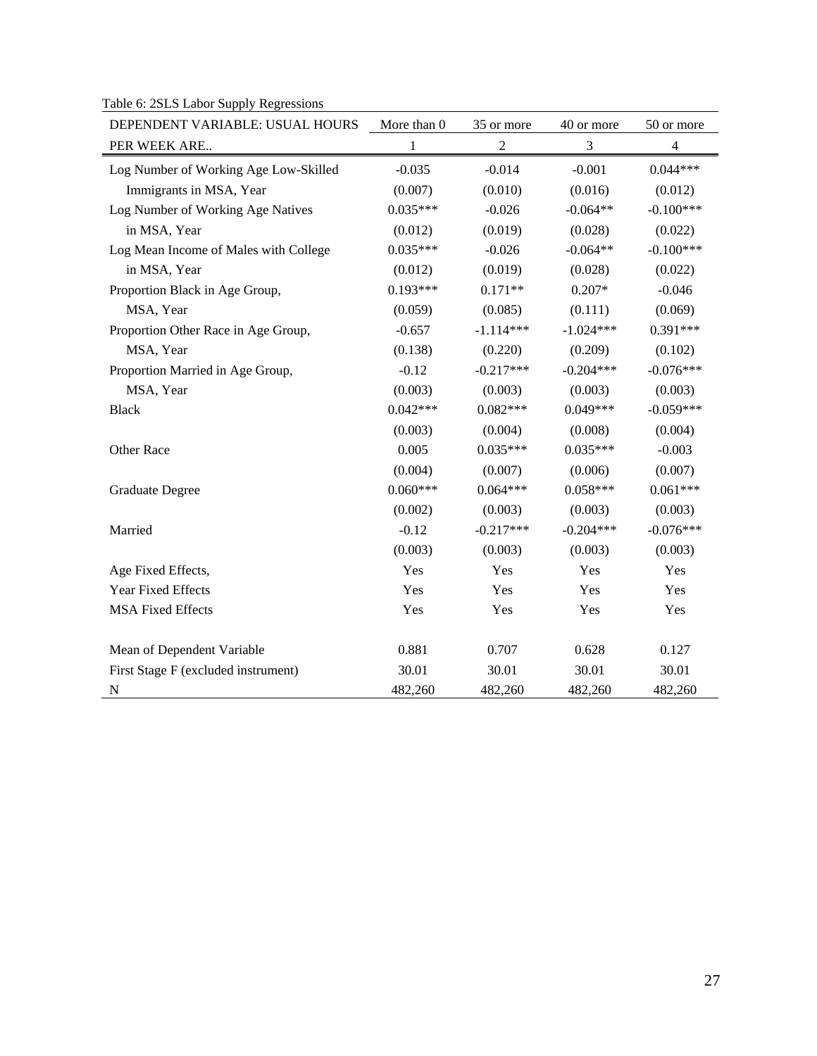Table 6: 2SLS Labor Supply Regressions

| DEPENDENT VARIABLE: USUAL HOURS PER WEEK ARE.. | More than 0 | 35 or more | 40 or more | 50 or more |
|---|---|---|---|---|
| | 1 | 2 | 3 | 4 |
| Log Number of Working Age Low-Skilled | -0.035 | -0.014 | -0.001 | 0.044*** |
| Immigrants in MSA, Year | (0.007) | (0.010) | (0.016) | (0.012) |
| Log Number of Working Age Natives | 0.035*** | -0.026 | -0.064** | -0.100*** |
| in MSA, Year | (0.012) | (0.019) | (0.028) | (0.022) |
| Log Mean Income of Males with College | 0.035*** | -0.026 | -0.064** | -0.100*** |
| in MSA, Year | (0.012) | (0.019) | (0.028) | (0.022) |
| Proportion Black in Age Group, | 0.193*** | 0.171** | 0.207* | -0.046 |
| MSA, Year | (0.059) | (0.085) | (0.111) | (0.069) |
| Proportion Other Race in Age Group, | -0.657 | -1.114*** | -1.024*** | 0.391*** |
| MSA, Year | (0.138) | (0.220) | (0.209) | (0.102) |
| Proportion Married in Age Group, | -0.12 | -0.217*** | -0.204*** | -0.076*** |
| MSA, Year | (0.003) | (0.003) | (0.003) | (0.003) |
| Black | 0.042*** | 0.082*** | 0.049*** | -0.059*** |
| | (0.003) | (0.004) | (0.008) | (0.004) |
| Other Race | 0.005 | 0.035*** | 0.035*** | -0.003 |
| | (0.004) | (0.007) | (0.006) | (0.007) |
| Graduate Degree | 0.060*** | 0.064*** | 0.058*** | 0.061*** |
| | (0.002) | (0.003) | (0.003) | (0.003) |
| Married | -0.12 | -0.217*** | -0.204*** | -0.076*** |
| | (0.003) | (0.003) | (0.003) | (0.003) |
| Age Fixed Effects, | Yes | Yes | Yes | Yes |
| Year Fixed Effects | Yes | Yes | Yes | Yes |
| MSA Fixed Effects | Yes | Yes | Yes | Yes |
| | | | | |
| Mean of Dependent Variable | 0.881 | 0.707 | 0.628 | 0.127 |
| First Stage F (excluded instrument) | 30.01 | 30.01 | 30.01 | 30.01 |
| N | 482,260 | 482,260 | 482,260 | 482,260 |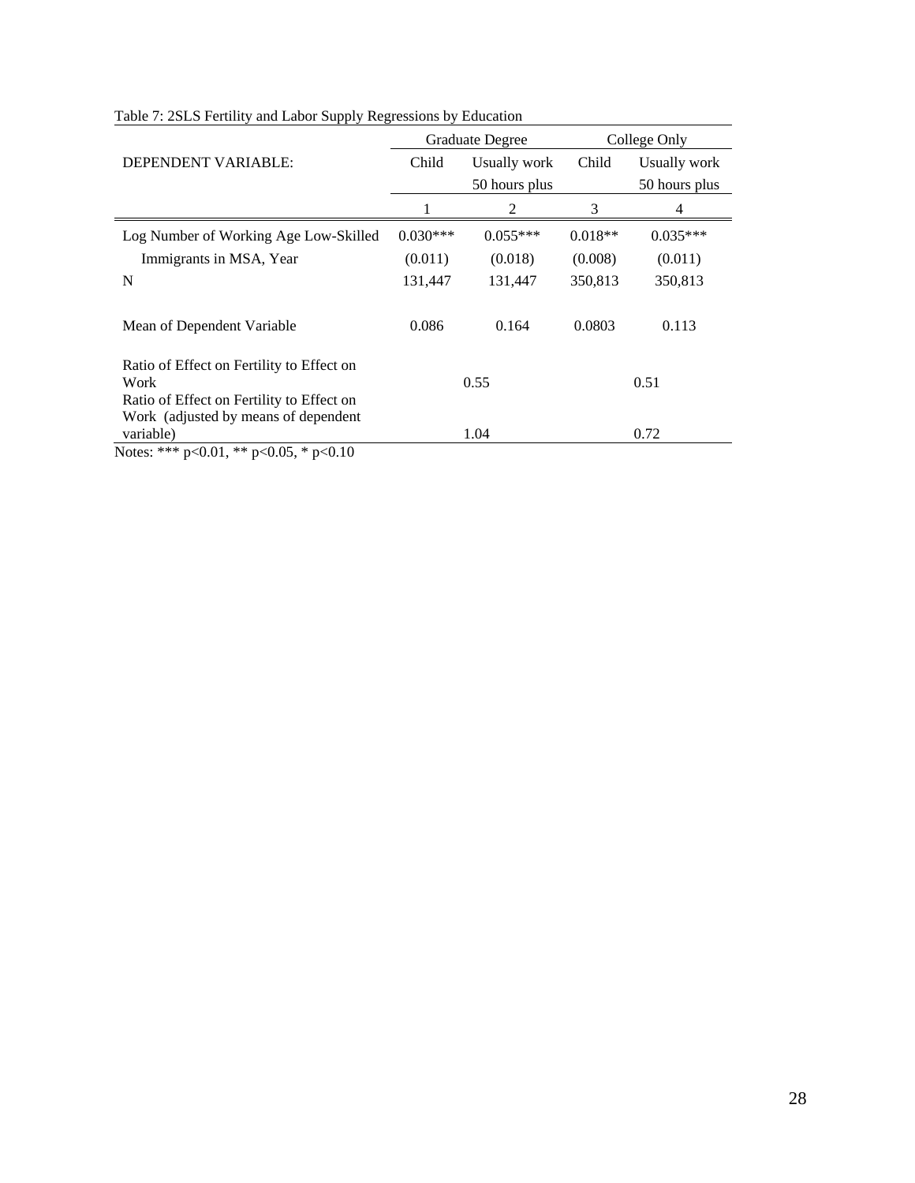Table 7: 2SLS Fertility and Labor Supply Regressions by Education

| | Graduate Degree | | College Only | |
|---|---|---|---|---|
| DEPENDENT VARIABLE: | Child | Usually work 50 hours plus | Child | Usually work 50 hours plus |
| | 1 | 2 | 3 | 4 |
| Log Number of Working Age Low-Skilled Immigrants in MSA, Year | 0.030*** | 0.055*** | 0.018** | 0.035*** |
| | (0.011) | (0.018) | (0.008) | (0.011) |
| N | 131,447 | 131,447 | 350,813 | 350,813 |
| Mean of Dependent Variable | 0.086 | 0.164 | 0.0803 | 0.113 |
| Ratio of Effect on Fertility to Effect on Work | 0.55 | | 0.51 | |
| Ratio of Effect on Fertility to Effect on Work (adjusted by means of dependent variable) | 1.04 | | 0.72 | |

Notes: *** p<0.01, ** p<0.05, * p<0.10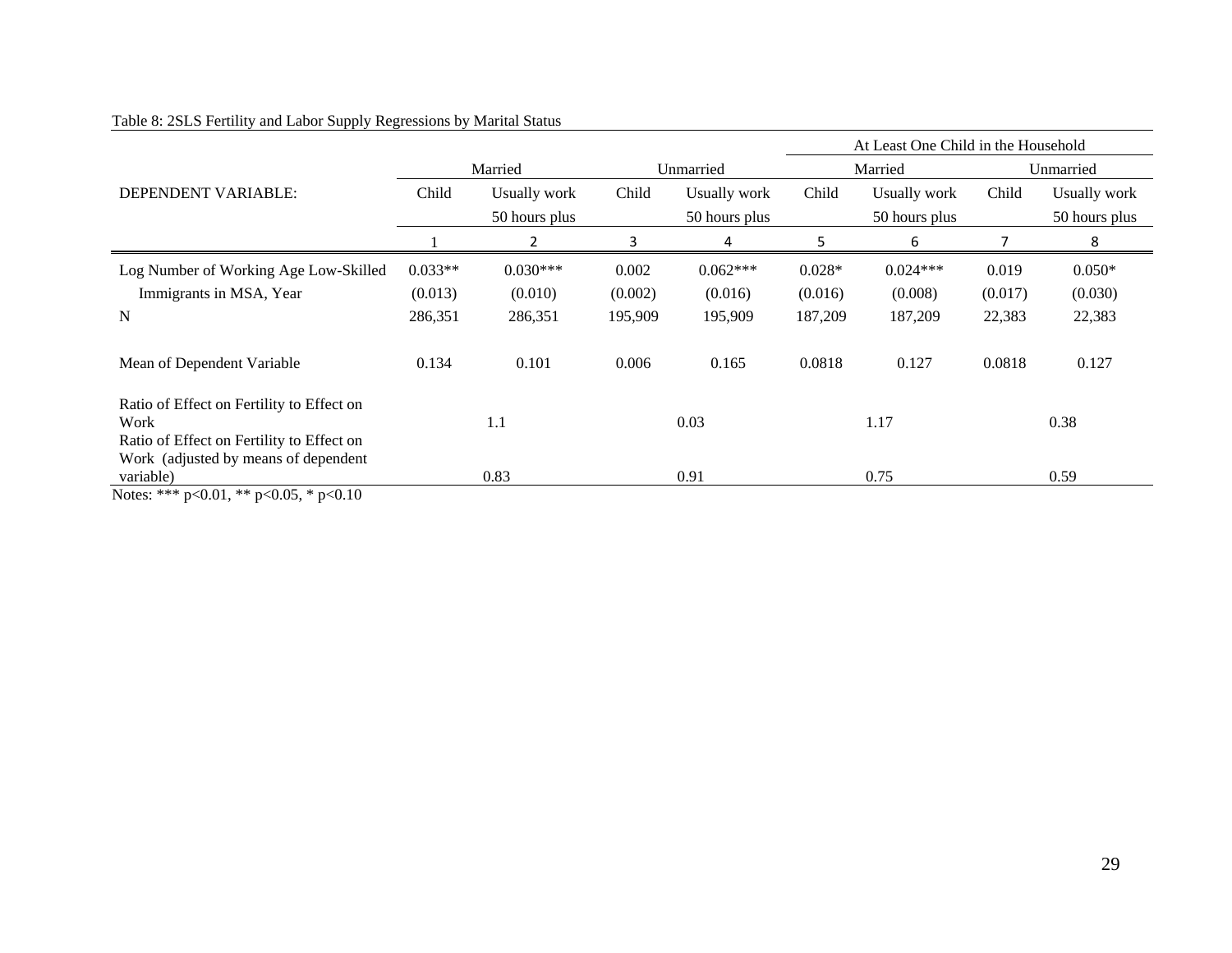Table 8: 2SLS Fertility and Labor Supply Regressions by Marital Status

| | | | | | At Least One Child in the Household | | | |
|---|---|---|---|---|---|---|---|---|
| | Married | | Unmarried | | Married | | Unmarried | |
| DEPENDENT VARIABLE: | Child | Usually work 50 hours plus | Child | Usually work 50 hours plus | Child | Usually work 50 hours plus | Child | Usually work 50 hours plus |
| | 1 | 2 | 3 | 4 | 5 | 6 | 7 | 8 |
| Log Number of Working Age Low-Skilled Immigrants in MSA, Year | 0.033** | 0.030*** | 0.002 | 0.062*** | 0.028* | 0.024*** | 0.019 | 0.050* |
| | (0.013) | (0.010) | (0.002) | (0.016) | (0.016) | (0.008) | (0.017) | (0.030) |
| N | 286,351 | 286,351 | 195,909 | 195,909 | 187,209 | 187,209 | 22,383 | 22,383 |
| Mean of Dependent Variable | 0.134 | 0.101 | 0.006 | 0.165 | 0.0818 | 0.127 | 0.0818 | 0.127 |
| Ratio of Effect on Fertility to Effect on Work | 1.1 | | 0.03 | | 1.17 | | 0.38 | |
| Ratio of Effect on Fertility to Effect on Work (adjusted by means of dependent variable) | 0.83 | | 0.91 | | 0.75 | | 0.59 | |

Notes: *** p<0.01, ** p<0.05, * p<0.10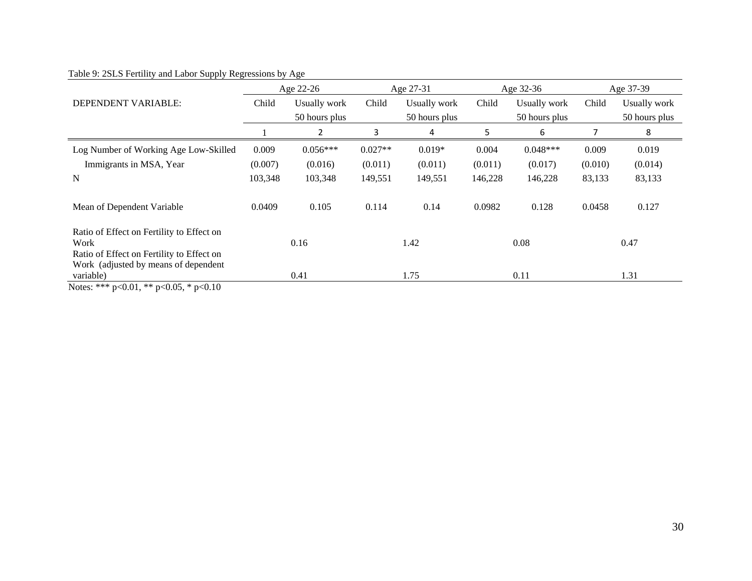Table 9: 2SLS Fertility and Labor Supply Regressions by Age

| | Age 22-26 | | Age 27-31 | | Age 32-36 | | Age 37-39 | |
|---|---|---|---|---|---|---|---|---|
| DEPENDENT VARIABLE: | Child | Usually work 50 hours plus | Child | Usually work 50 hours plus | Child | Usually work 50 hours plus | Child | Usually work 50 hours plus |
| | 1 | 2 | 3 | 4 | 5 | 6 | 7 | 8 |
| Log Number of Working Age Low-Skilled Immigrants in MSA, Year | 0.009 | 0.056*** | 0.027** | 0.019* | 0.004 | 0.048*** | 0.009 | 0.019 |
| | (0.007) | (0.016) | (0.011) | (0.011) | (0.011) | (0.017) | (0.010) | (0.014) |
| N | 103,348 | 103,348 | 149,551 | 149,551 | 146,228 | 146,228 | 83,133 | 83,133 |
| Mean of Dependent Variable | 0.0409 | 0.105 | 0.114 | 0.14 | 0.0982 | 0.128 | 0.0458 | 0.127 |
| Ratio of Effect on Fertility to Effect on Work | 0.16 | | 1.42 | | 0.08 | | 0.47 | |
| Ratio of Effect on Fertility to Effect on Work (adjusted by means of dependent variable) | 0.41 | | 1.75 | | 0.11 | | 1.31 | |

Notes: *** p<0.01, ** p<0.05, * p<0.10